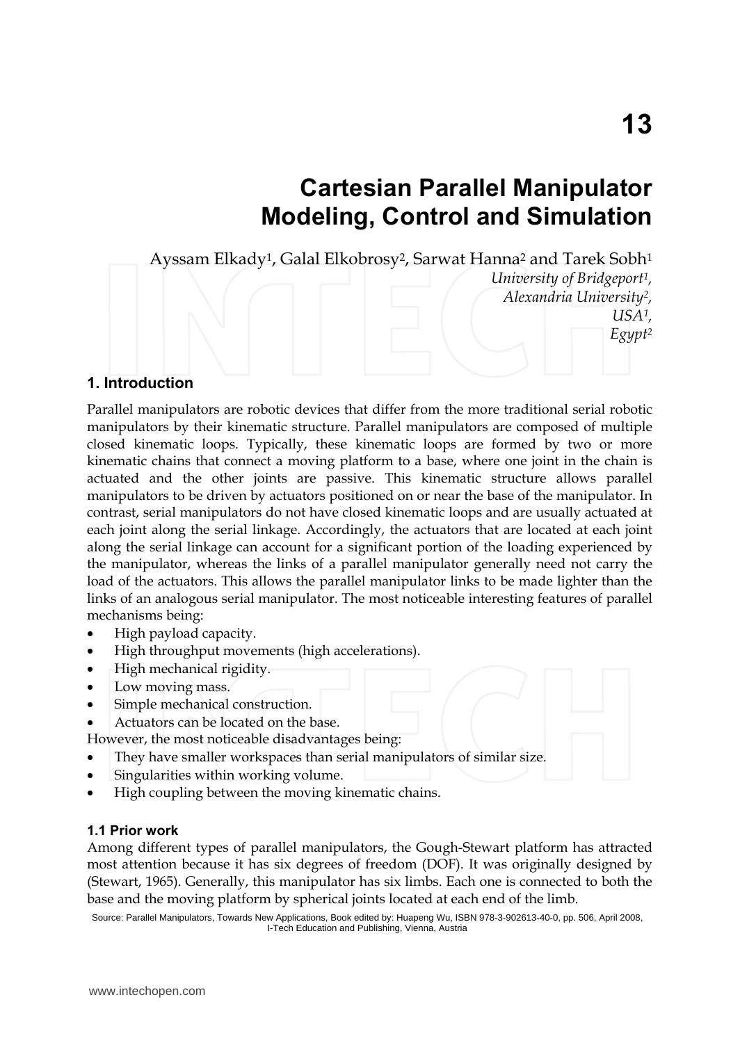# 13

# Cartesian Parallel Manipulator Modeling, Control and Simulation

Ayssam Elkady[1], Galal Elkobrosy[2], Sarwat Hanna[2] and Tarek Sobh[1]

*University of Bridgeport[1], Alexandria University[2], USA[1], Egypt[2]*

## 1. Introduction

Parallel manipulators are robotic devices that differ from the more traditional serial robotic manipulators by their kinematic structure. Parallel manipulators are composed of multiple closed kinematic loops. Typically, these kinematic loops are formed by two or more kinematic chains that connect a moving platform to a base, where one joint in the chain is actuated and the other joints are passive. This kinematic structure allows parallel manipulators to be driven by actuators positioned on or near the base of the manipulator. In contrast, serial manipulators do not have closed kinematic loops and are usually actuated at each joint along the serial linkage. Accordingly, the actuators that are located at each joint along the serial linkage can account for a significant portion of the loading experienced by the manipulator, whereas the links of a parallel manipulator generally need not carry the load of the actuators. This allows the parallel manipulator links to be made lighter than the links of an analogous serial manipulator. The most noticeable interesting features of parallel mechanisms being:

- High payload capacity.
- High throughput movements (high accelerations).
- High mechanical rigidity.
- Low moving mass.
- Simple mechanical construction.
- Actuators can be located on the base.

However, the most noticeable disadvantages being:

- They have smaller workspaces than serial manipulators of similar size.
- Singularities within working volume.
- High coupling between the moving kinematic chains.

### 1.1 Prior work

Among different types of parallel manipulators, the Gough-Stewart platform has attracted most attention because it has six degrees of freedom (DOF). It was originally designed by (Stewart, 1965). Generally, this manipulator has six limbs. Each one is connected to both the base and the moving platform by spherical joints located at each end of the limb.

Source: Parallel Manipulators, Towards New Applications, Book edited by: Huapeng Wu, ISBN 978-3-902613-40-0, pp. 506, April 2008, I-Tech Education and Publishing, Vienna, Austria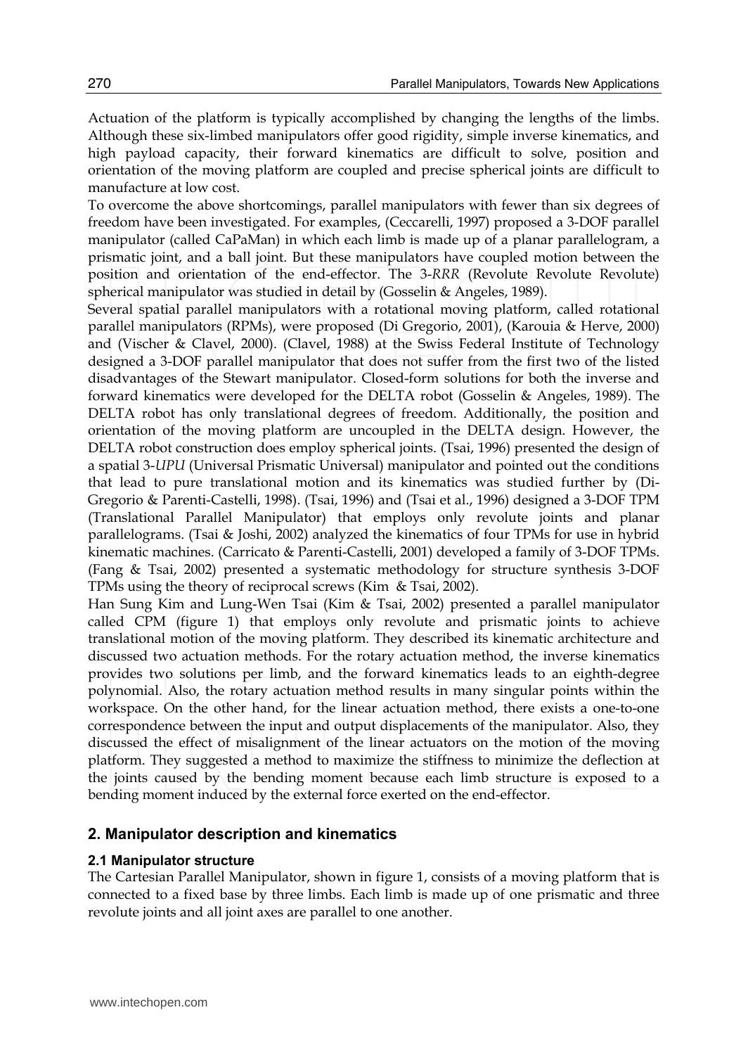Actuation of the platform is typically accomplished by changing the lengths of the limbs. Although these six-limbed manipulators offer good rigidity, simple inverse kinematics, and high payload capacity, their forward kinematics are difficult to solve, position and orientation of the moving platform are coupled and precise spherical joints are difficult to manufacture at low cost.

To overcome the above shortcomings, parallel manipulators with fewer than six degrees of freedom have been investigated. For examples, (Ceccarelli, 1997) proposed a 3-DOF parallel manipulator (called CaPaMan) in which each limb is made up of a planar parallelogram, a prismatic joint, and a ball joint. But these manipulators have coupled motion between the position and orientation of the end-effector. The 3-*RRR* (Revolute Revolute Revolute) spherical manipulator was studied in detail by (Gosselin & Angeles, 1989).

Several spatial parallel manipulators with a rotational moving platform, called rotational parallel manipulators (RPMs), were proposed (Di Gregorio, 2001), (Karouia & Herve, 2000) and (Vischer & Clavel, 2000). (Clavel, 1988) at the Swiss Federal Institute of Technology designed a 3-DOF parallel manipulator that does not suffer from the first two of the listed disadvantages of the Stewart manipulator. Closed-form solutions for both the inverse and forward kinematics were developed for the DELTA robot (Gosselin & Angeles, 1989). The DELTA robot has only translational degrees of freedom. Additionally, the position and orientation of the moving platform are uncoupled in the DELTA design. However, the DELTA robot construction does employ spherical joints. (Tsai, 1996) presented the design of a spatial 3-*UPU* (Universal Prismatic Universal) manipulator and pointed out the conditions that lead to pure translational motion and its kinematics was studied further by (Di-Gregorio & Parenti-Castelli, 1998). (Tsai, 1996) and (Tsai et al., 1996) designed a 3-DOF TPM (Translational Parallel Manipulator) that employs only revolute joints and planar parallelograms. (Tsai & Joshi, 2002) analyzed the kinematics of four TPMs for use in hybrid kinematic machines. (Carricato & Parenti-Castelli, 2001) developed a family of 3-DOF TPMs. (Fang & Tsai, 2002) presented a systematic methodology for structure synthesis 3-DOF TPMs using the theory of reciprocal screws (Kim & Tsai, 2002).

Han Sung Kim and Lung-Wen Tsai (Kim & Tsai, 2002) presented a parallel manipulator called CPM (figure 1) that employs only revolute and prismatic joints to achieve translational motion of the moving platform. They described its kinematic architecture and discussed two actuation methods. For the rotary actuation method, the inverse kinematics provides two solutions per limb, and the forward kinematics leads to an eighth-degree polynomial. Also, the rotary actuation method results in many singular points within the workspace. On the other hand, for the linear actuation method, there exists a one-to-one correspondence between the input and output displacements of the manipulator. Also, they discussed the effect of misalignment of the linear actuators on the motion of the moving platform. They suggested a method to maximize the stiffness to minimize the deflection at the joints caused by the bending moment because each limb structure is exposed to a bending moment induced by the external force exerted on the end-effector.

## 2. Manipulator description and kinematics

### 2.1 Manipulator structure

The Cartesian Parallel Manipulator, shown in figure 1, consists of a moving platform that is connected to a fixed base by three limbs. Each limb is made up of one prismatic and three revolute joints and all joint axes are parallel to one another.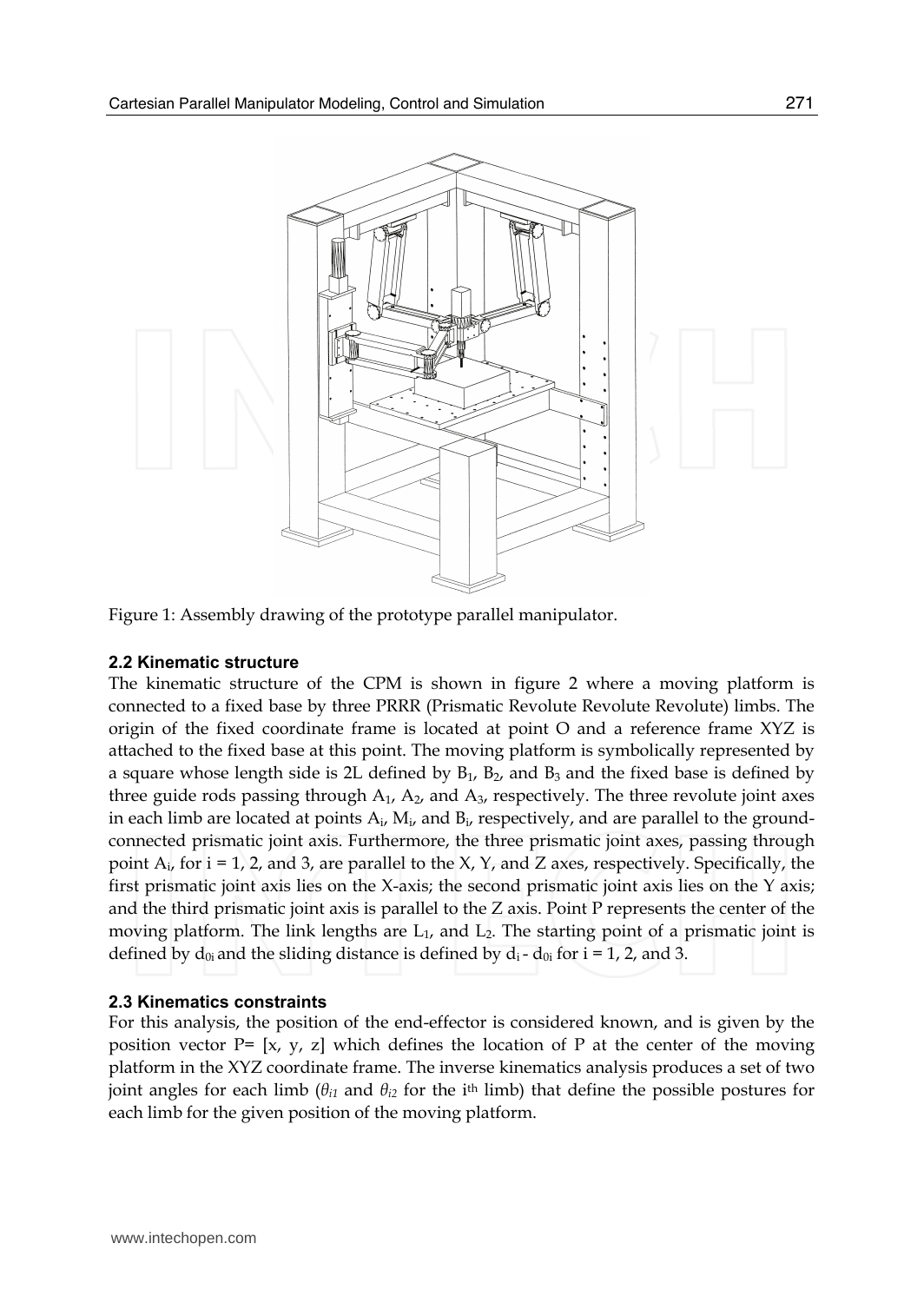Figure 1: Assembly drawing of the prototype parallel manipulator.

### 2.2 Kinematic structure

The kinematic structure of the CPM is shown in figure 2 where a moving platform is connected to a fixed base by three PRRR (Prismatic Revolute Revolute Revolute) limbs. The origin of the fixed coordinate frame is located at point O and a reference frame XYZ is attached to the fixed base at this point. The moving platform is symbolically represented by a square whose length side is 2L defined by $B_1$, $B_2$, and $B_3$ and the fixed base is defined by three guide rods passing through $A_1$, $A_2$, and $A_3$, respectively. The three revolute joint axes in each limb are located at points $A_i$, $M_i$, and $B_i$, respectively, and are parallel to the ground-connected prismatic joint axis. Furthermore, the three prismatic joint axes, passing through point $A_i$, for i = 1, 2, and 3, are parallel to the X, Y, and Z axes, respectively. Specifically, the first prismatic joint axis lies on the X-axis; the second prismatic joint axis lies on the Y axis; and the third prismatic joint axis is parallel to the Z axis. Point P represents the center of the moving platform. The link lengths are $L_1$, and $L_2$. The starting point of a prismatic joint is defined by $d_{0i}$ and the sliding distance is defined by $d_i - d_{0i}$ for i = 1, 2, and 3.

### 2.3 Kinematics constraints

For this analysis, the position of the end-effector is considered known, and is given by the position vector P= [x, y, z] which defines the location of P at the center of the moving platform in the XYZ coordinate frame. The inverse kinematics analysis produces a set of two joint angles for each limb ($\theta_{i1}$ and $\theta_{i2}$ for the i[th] limb) that define the possible postures for each limb for the given position of the moving platform.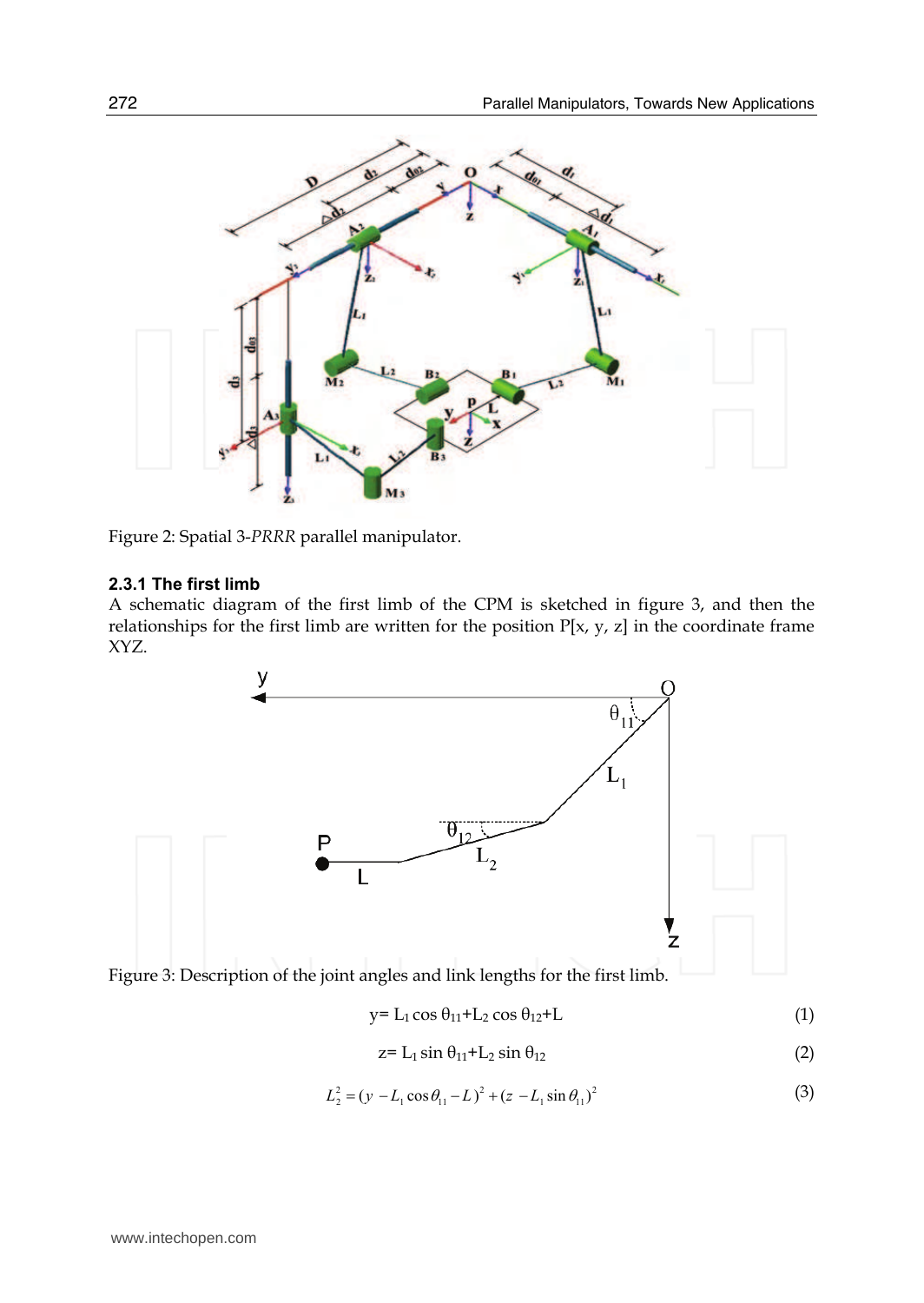Figure 2: Spatial 3-*PRRR* parallel manipulator.

### 2.3.1 The first limb

A schematic diagram of the first limb of the CPM is sketched in figure 3, and then the relationships for the first limb are written for the position P[x, y, z] in the coordinate frame XYZ.

Figure 3: Description of the joint angles and link lengths for the first limb.

$$y = L_1 \cos \theta_{11} + L_2 \cos \theta_{12} + L \tag{1}$$

$$z = L_1 \sin \theta_{11} + L_2 \sin \theta_{12} \tag{2}$$

$$L_2^2 = (y - L_1 \cos \theta_{11} - L)^2 + (z - L_1 \sin \theta_{11})^2 \tag{3}$$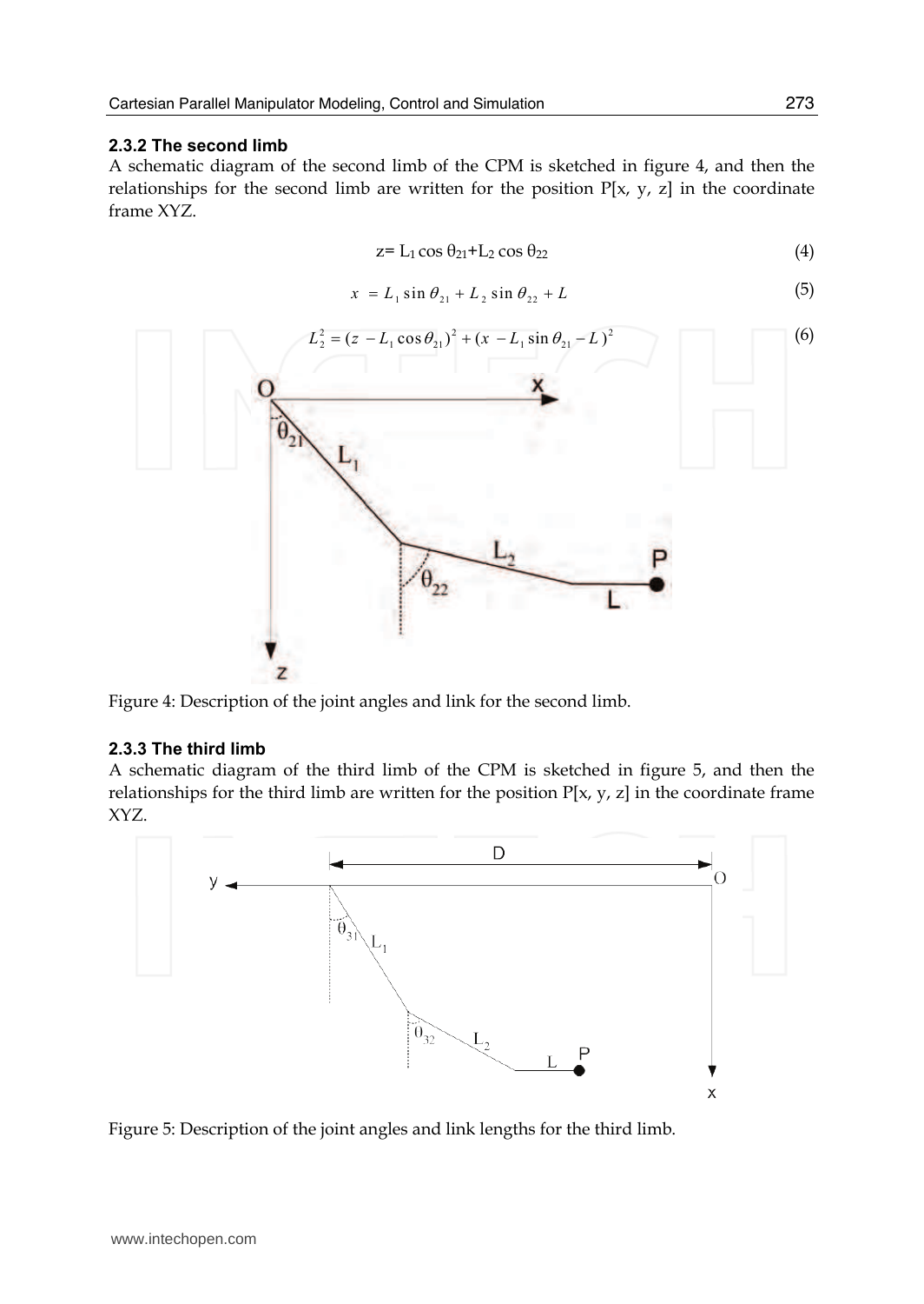### 2.3.2 The second limb

A schematic diagram of the second limb of the CPM is sketched in figure 4, and then the relationships for the second limb are written for the position P[x, y, z] in the coordinate frame XYZ.

$$z = L_1 \cos \theta_{21} + L_2 \cos \theta_{22} \tag{4}$$

$$x = L_1 \sin \theta_{21} + L_2 \sin \theta_{22} + L \tag{5}$$

$$L_2^2 = (z - L_1 \cos \theta_{21})^2 + (x - L_1 \sin \theta_{21} - L)^2 \tag{6}$$

Figure 4: Description of the joint angles and link for the second limb.

### 2.3.3 The third limb

A schematic diagram of the third limb of the CPM is sketched in figure 5, and then the relationships for the third limb are written for the position P[x, y, z] in the coordinate frame XYZ.

Figure 5: Description of the joint angles and link lengths for the third limb.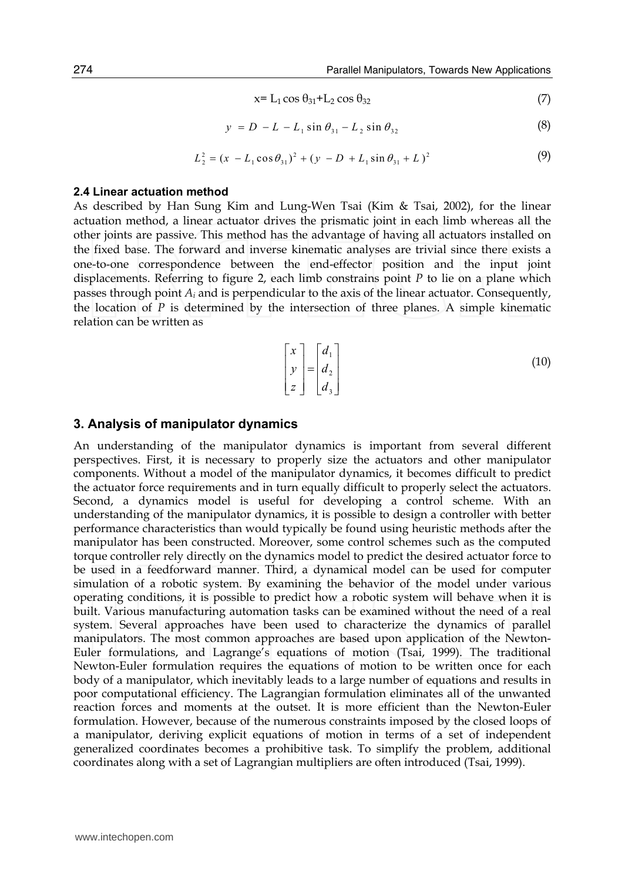$$x = L_1 \cos \theta_{31} + L_2 \cos \theta_{32} \tag{7}$$

$$y = D - L - L_1 \sin \theta_{31} - L_2 \sin \theta_{32} \tag{8}$$

$$L_2^2 = (x - L_1 \cos \theta_{31})^2 + (y - D + L_1 \sin \theta_{31} + L)^2 \tag{9}$$

### 2.4 Linear actuation method

As described by Han Sung Kim and Lung-Wen Tsai (Kim & Tsai, 2002), for the linear actuation method, a linear actuator drives the prismatic joint in each limb whereas all the other joints are passive. This method has the advantage of having all actuators installed on the fixed base. The forward and inverse kinematic analyses are trivial since there exists a one-to-one correspondence between the end-effector position and the input joint displacements. Referring to figure 2, each limb constrains point *P* to lie on a plane which passes through point $A_i$ and is perpendicular to the axis of the linear actuator. Consequently, the location of *P* is determined by the intersection of three planes. A simple kinematic relation can be written as

$$\begin{bmatrix} x \\ y \\ z \end{bmatrix} = \begin{bmatrix} d_1 \\ d_2 \\ d_3 \end{bmatrix} \tag{10}$$

## 3. Analysis of manipulator dynamics

An understanding of the manipulator dynamics is important from several different perspectives. First, it is necessary to properly size the actuators and other manipulator components. Without a model of the manipulator dynamics, it becomes difficult to predict the actuator force requirements and in turn equally difficult to properly select the actuators. Second, a dynamics model is useful for developing a control scheme. With an understanding of the manipulator dynamics, it is possible to design a controller with better performance characteristics than would typically be found using heuristic methods after the manipulator has been constructed. Moreover, some control schemes such as the computed torque controller rely directly on the dynamics model to predict the desired actuator force to be used in a feedforward manner. Third, a dynamical model can be used for computer simulation of a robotic system. By examining the behavior of the model under various operating conditions, it is possible to predict how a robotic system will behave when it is built. Various manufacturing automation tasks can be examined without the need of a real system. Several approaches have been used to characterize the dynamics of parallel manipulators. The most common approaches are based upon application of the Newton-Euler formulations, and Lagrange's equations of motion (Tsai, 1999). The traditional Newton-Euler formulation requires the equations of motion to be written once for each body of a manipulator, which inevitably leads to a large number of equations and results in poor computational efficiency. The Lagrangian formulation eliminates all of the unwanted reaction forces and moments at the outset. It is more efficient than the Newton-Euler formulation. However, because of the numerous constraints imposed by the closed loops of a manipulator, deriving explicit equations of motion in terms of a set of independent generalized coordinates becomes a prohibitive task. To simplify the problem, additional coordinates along with a set of Lagrangian multipliers are often introduced (Tsai, 1999).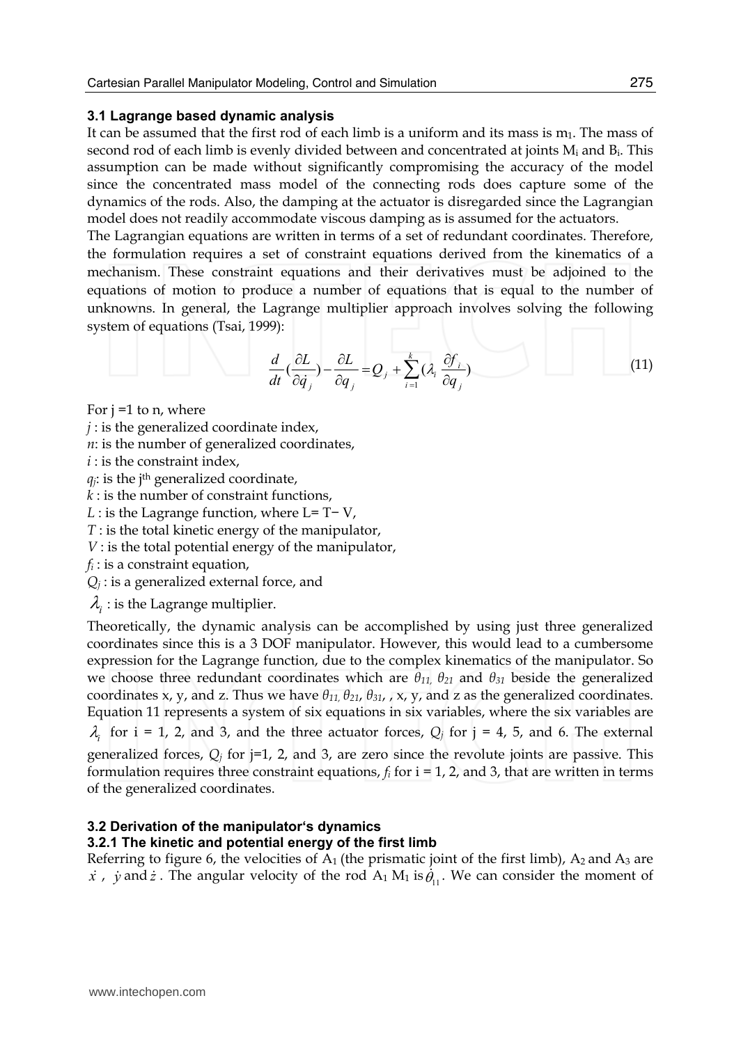### 3.1 Lagrange based dynamic analysis

It can be assumed that the first rod of each limb is a uniform and its mass is $m_1$. The mass of second rod of each limb is evenly divided between and concentrated at joints $M_i$ and $B_i$. This assumption can be made without significantly compromising the accuracy of the model since the concentrated mass model of the connecting rods does capture some of the dynamics of the rods. Also, the damping at the actuator is disregarded since the Lagrangian model does not readily accommodate viscous damping as is assumed for the actuators.

The Lagrangian equations are written in terms of a set of redundant coordinates. Therefore, the formulation requires a set of constraint equations derived from the kinematics of a mechanism. These constraint equations and their derivatives must be adjoined to the equations of motion to produce a number of equations that is equal to the number of unknowns. In general, the Lagrange multiplier approach involves solving the following system of equations (Tsai, 1999):

$$\frac{d}{dt}\left(\frac{\partial L}{\partial \dot{q}_j}\right) - \frac{\partial L}{\partial q_j} = Q_j + \sum_{i=1}^{k}\left(\lambda_i \frac{\partial f_i}{\partial q_j}\right) \tag{11}$$

For j =1 to n, where

$j$ : is the generalized coordinate index,

$n$: is the number of generalized coordinates,

$i$ : is the constraint index,

$q_j$: is the j[th] generalized coordinate,

$k$ : is the number of constraint functions,

$L$ : is the Lagrange function, where $L = T - V$,

$T$ : is the total kinetic energy of the manipulator,

$V$ : is the total potential energy of the manipulator,

$f_i$ : is a constraint equation,

$Q_j$ : is a generalized external force, and

$\lambda_i$ : is the Lagrange multiplier.

Theoretically, the dynamic analysis can be accomplished by using just three generalized coordinates since this is a 3 DOF manipulator. However, this would lead to a cumbersome expression for the Lagrange function, due to the complex kinematics of the manipulator. So we choose three redundant coordinates which are $\theta_{11}$, $\theta_{21}$ and $\theta_{31}$ beside the generalized coordinates x, y, and z. Thus we have $\theta_{11}$, $\theta_{21}$, $\theta_{31}$, , x, y, and z as the generalized coordinates. Equation 11 represents a system of six equations in six variables, where the six variables are $\lambda_i$ for i = 1, 2, and 3, and the three actuator forces, $Q_j$ for j = 4, 5, and 6. The external generalized forces, $Q_j$ for j=1, 2, and 3, are zero since the revolute joints are passive. This formulation requires three constraint equations, $f_i$ for i = 1, 2, and 3, that are written in terms of the generalized coordinates.

### 3.2 Derivation of the manipulator's dynamics

#### 3.2.1 The kinetic and potential energy of the first limb

Referring to figure 6, the velocities of $A_1$ (the prismatic joint of the first limb), $A_2$ and $A_3$ are $\dot{x}$ , $\dot{y}$ and $\dot{z}$. The angular velocity of the rod $A_1 M_1$ is $\dot{\theta}_{11}$. We can consider the moment of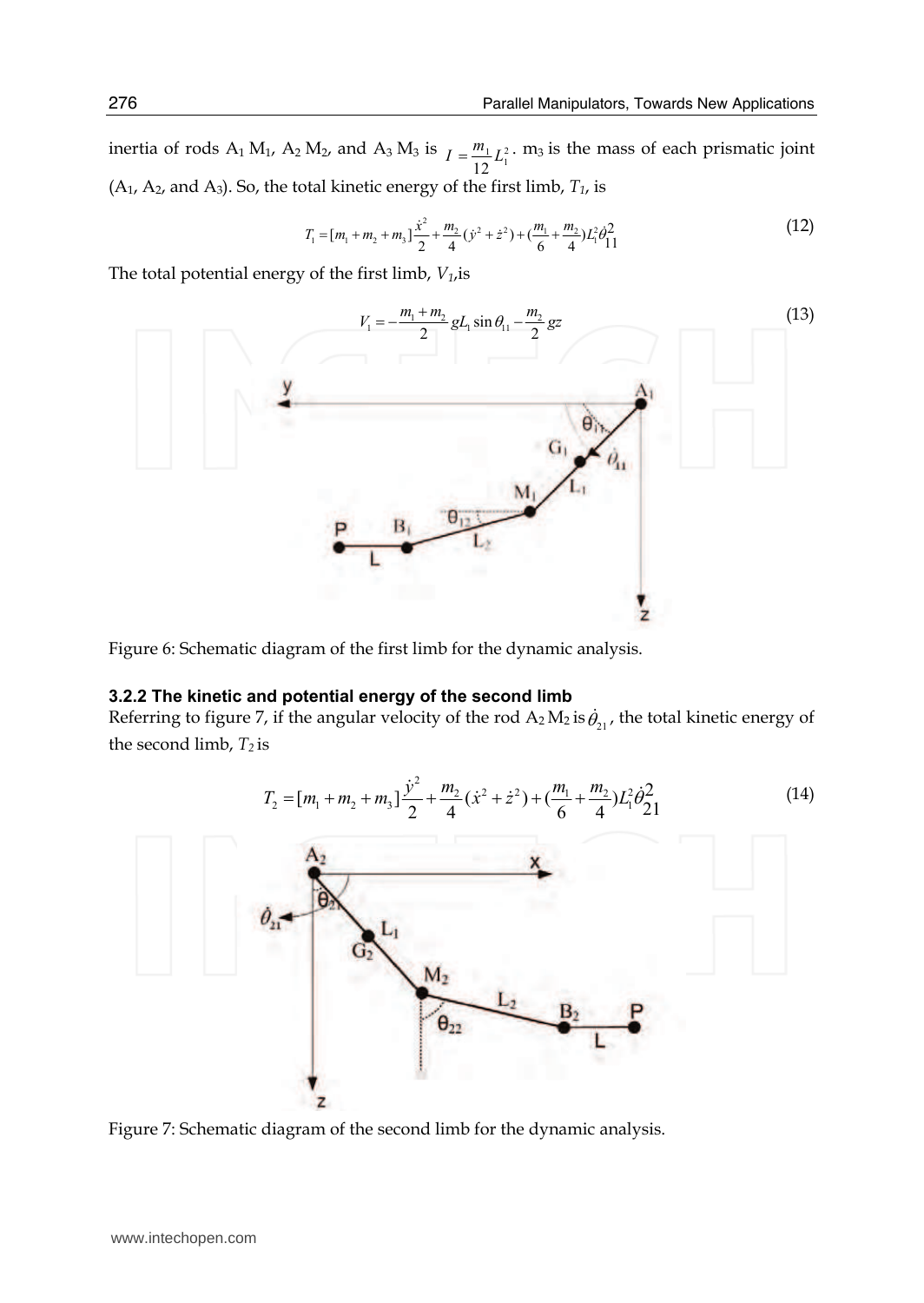inertia of rods $A_1 M_1$, $A_2 M_2$, and $A_3 M_3$ is $I = \frac{m_1}{12} L_1^2$. $m_3$ is the mass of each prismatic joint ($A_1$, $A_2$, and $A_3$). So, the total kinetic energy of the first limb, $T_1$, is

$$T_1 = [m_1 + m_2 + m_3]\frac{\dot{x}^2}{2} + \frac{m_2}{4}(\dot{y}^2 + \dot{z}^2) + (\frac{m_1}{6} + \frac{m_2}{4})L_1^2 \dot{\theta}_{11}^2 \tag{12}$$

The total potential energy of the first limb, $V_1$, is

$$V_1 = -\frac{m_1 + m_2}{2} g L_1 \sin\theta_{11} - \frac{m_2}{2} g z \tag{13}$$

Figure 6: Schematic diagram of the first limb for the dynamic analysis.

### 3.2.2 The kinetic and potential energy of the second limb

Referring to figure 7, if the angular velocity of the rod $A_2 M_2$ is $\dot{\theta}_{21}$, the total kinetic energy of the second limb, $T_2$ is

$$T_2 = [m_1 + m_2 + m_3]\frac{\dot{y}^2}{2} + \frac{m_2}{4}(\dot{x}^2 + \dot{z}^2) + (\frac{m_1}{6} + \frac{m_2}{4})L_1^2 \dot{\theta}_{21}^2 \tag{14}$$

Figure 7: Schematic diagram of the second limb for the dynamic analysis.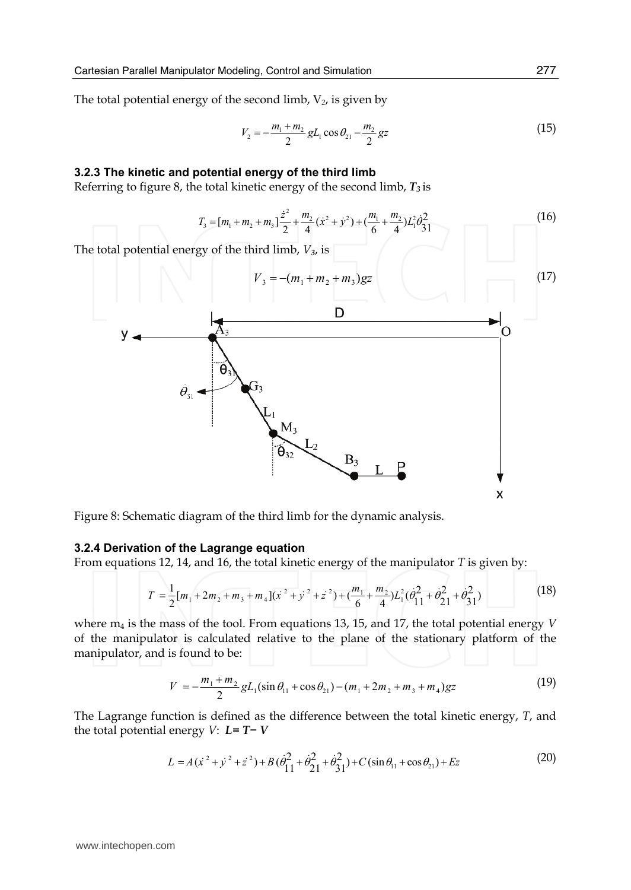The total potential energy of the second limb, $V_2$, is given by

$$V_2 = -\frac{m_1 + m_2}{2} g L_1 \cos\theta_{21} - \frac{m_2}{2} g z \tag{15}$$

### 3.2.3 The kinetic and potential energy of the third limb

Referring to figure 8, the total kinetic energy of the second limb, $\boldsymbol{T_3}$ is

$$T_3 = [m_1 + m_2 + m_3]\frac{\dot{z}^2}{2} + \frac{m_2}{4}(\dot{x}^2 + \dot{y}^2) + (\frac{m_1}{6} + \frac{m_2}{4})L_1^2\dot{\theta}_{31}^2 \tag{16}$$

The total potential energy of the third limb, $V_3$, is

$$V_3 = -(m_1 + m_2 + m_3) g z \tag{17}$$

Figure 8: Schematic diagram of the third limb for the dynamic analysis.

### 3.2.4 Derivation of the Lagrange equation

From equations 12, 14, and 16, the total kinetic energy of the manipulator $T$ is given by:

$$T = \frac{1}{2}[m_1 + 2m_2 + m_3 + m_4](\dot{x}^2 + \dot{y}^2 + \dot{z}^2) + (\frac{m_1}{6} + \frac{m_2}{4})L_1^2(\dot{\theta}_{11}^2 + \dot{\theta}_{21}^2 + \dot{\theta}_{31}^2) \tag{18}$$

where $m_4$ is the mass of the tool. From equations 13, 15, and 17, the total potential energy $V$ of the manipulator is calculated relative to the plane of the stationary platform of the manipulator, and is found to be:

$$V = -\frac{m_1 + m_2}{2} g L_1(\sin\theta_{11} + \cos\theta_{21}) - (m_1 + 2m_2 + m_3 + m_4) g z \tag{19}$$

The Lagrange function is defined as the difference between the total kinetic energy, $T$, and the total potential energy $V$: $\boldsymbol{L = T - V}$

$$L = A(\dot{x}^2 + \dot{y}^2 + \dot{z}^2) + B(\dot{\theta}_{11}^2 + \dot{\theta}_{21}^2 + \dot{\theta}_{31}^2) + C(\sin\theta_{11} + \cos\theta_{21}) + Ez \tag{20}$$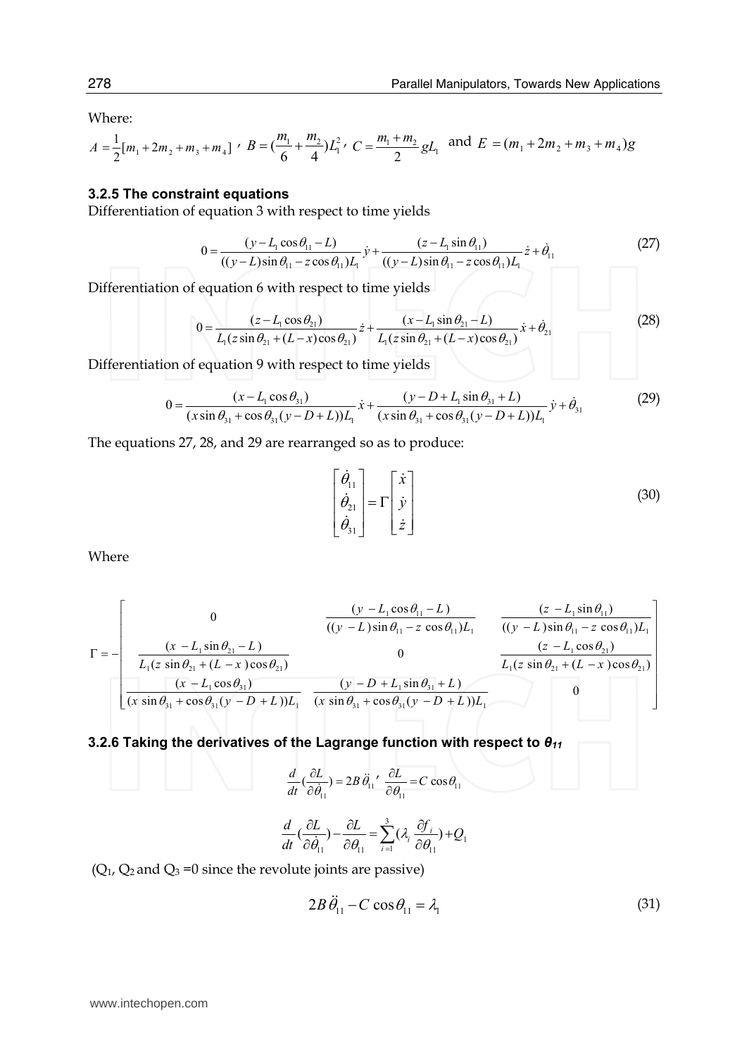Where:

$$A = \frac{1}{2}[m_1 + 2m_2 + m_3 + m_4] \text{ , } B = (\frac{m_1}{6} + \frac{m_2}{4})L_1^2 \text{ , } C = \frac{m_1 + m_2}{2} gL_1 \text{ and } E = (m_1 + 2m_2 + m_3 + m_4)g$$

### 3.2.5 The constraint equations

Differentiation of equation 3 with respect to time yields

$$0 = \frac{(y - L_1 \cos\theta_{11} - L)}{((y-L)\sin\theta_{11} - z\cos\theta_{11})L_1}\dot{y} + \frac{(z - L_1 \sin\theta_{11})}{((y-L)\sin\theta_{11} - z\cos\theta_{11})L_1}\dot{z} + \dot{\theta}_{11} \tag{27}$$

Differentiation of equation 6 with respect to time yields

$$0 = \frac{(z - L_1 \cos\theta_{21})}{L_1(z\sin\theta_{21} + (L-x)\cos\theta_{21})}\dot{z} + \frac{(x - L_1 \sin\theta_{21} - L)}{L_1(z\sin\theta_{21} + (L-x)\cos\theta_{21})}\dot{x} + \dot{\theta}_{21} \tag{28}$$

Differentiation of equation 9 with respect to time yields

$$0 = \frac{(x - L_1 \cos\theta_{31})}{(x\sin\theta_{31} + \cos\theta_{31}(y - D + L))L_1}\dot{x} + \frac{(y - D + L_1 \sin\theta_{31} + L)}{(x\sin\theta_{31} + \cos\theta_{31}(y - D + L))L_1}\dot{y} + \dot{\theta}_{31} \tag{29}$$

The equations 27, 28, and 29 are rearranged so as to produce:

$$\begin{bmatrix} \dot{\theta}_{11} \\ \dot{\theta}_{21} \\ \dot{\theta}_{31} \end{bmatrix} = \Gamma \begin{bmatrix} \dot{x} \\ \dot{y} \\ \dot{z} \end{bmatrix} \tag{30}$$

Where

$$\Gamma = -\begin{bmatrix} 0 & \frac{(y - L_1\cos\theta_{11} - L)}{((y-L)\sin\theta_{11} - z\cos\theta_{11})L_1} & \frac{(z - L_1\sin\theta_{11})}{((y-L)\sin\theta_{11} - z\cos\theta_{11})L_1} \\ \frac{(x - L_1\sin\theta_{21} - L)}{L_1(z\sin\theta_{21} + (L-x)\cos\theta_{21})} & 0 & \frac{(z - L_1\cos\theta_{21})}{L_1(z\sin\theta_{21} + (L-x)\cos\theta_{21})} \\ \frac{(x - L_1\cos\theta_{31})}{(x\sin\theta_{31} + \cos\theta_{31}(y - D + L))L_1} & \frac{(y - D + L_1\sin\theta_{31} + L)}{(x\sin\theta_{31} + \cos\theta_{31}(y - D + L))L_1} & 0 \end{bmatrix}$$

### 3.2.6 Taking the derivatives of the Lagrange function with respect to $\theta_{11}$

$$\frac{d}{dt}(\frac{\partial L}{\partial \dot{\theta}_{11}}) = 2B\ddot{\theta}_{11} \text{ , } \frac{\partial L}{\partial \theta_{11}} = C\cos\theta_{11}$$

$$\frac{d}{dt}(\frac{\partial L}{\partial \dot{\theta}_{11}}) - \frac{\partial L}{\partial \theta_{11}} = \sum_{i=1}^{3}(\lambda_i \frac{\partial f_i}{\partial \theta_{11}}) + Q_1$$

($Q_1$, $Q_2$ and $Q_3$ =0 since the revolute joints are passive)

$$2B\ddot{\theta}_{11} - C\cos\theta_{11} = \lambda_1 \tag{31}$$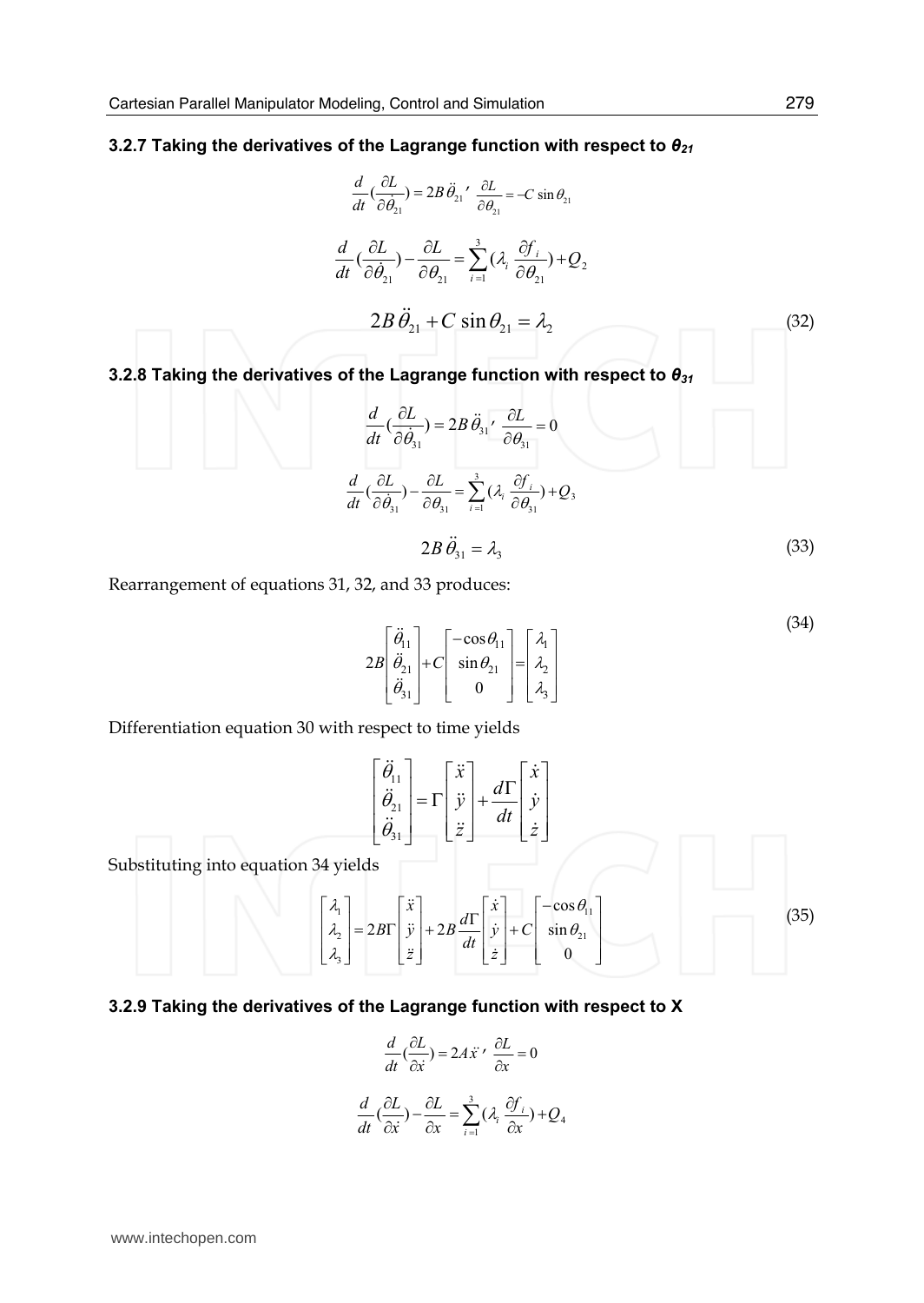### 3.2.7 Taking the derivatives of the Lagrange function with respect to $\theta_{21}$

$$\frac{d}{dt}\left(\frac{\partial L}{\partial \dot{\theta}_{21}}\right) = 2B\,\ddot{\theta}_{21}, \quad \frac{\partial L}{\partial \theta_{21}} = -C\sin\theta_{21}$$

$$\frac{d}{dt}\left(\frac{\partial L}{\partial \dot{\theta}_{21}}\right) - \frac{\partial L}{\partial \theta_{21}} = \sum_{i=1}^{3}\left(\lambda_i \frac{\partial f_i}{\partial \theta_{21}}\right) + Q_2$$

$$2B\,\ddot{\theta}_{21} + C\sin\theta_{21} = \lambda_2 \tag{32}$$

### 3.2.8 Taking the derivatives of the Lagrange function with respect to $\theta_{31}$

$$\frac{d}{dt}\left(\frac{\partial L}{\partial \dot{\theta}_{31}}\right) = 2B\,\ddot{\theta}_{31}, \quad \frac{\partial L}{\partial \theta_{31}} = 0$$

$$\frac{d}{dt}\left(\frac{\partial L}{\partial \dot{\theta}_{31}}\right) - \frac{\partial L}{\partial \theta_{31}} = \sum_{i=1}^{3}\left(\lambda_i \frac{\partial f_i}{\partial \theta_{31}}\right) + Q_3$$

$$2B\,\ddot{\theta}_{31} = \lambda_3 \tag{33}$$

Rearrangement of equations 31, 32, and 33 produces:

$$2B\begin{bmatrix}\ddot{\theta}_{11}\\ \ddot{\theta}_{21}\\ \ddot{\theta}_{31}\end{bmatrix} + C\begin{bmatrix}-\cos\theta_{11}\\ \sin\theta_{21}\\ 0\end{bmatrix} = \begin{bmatrix}\lambda_1\\ \lambda_2\\ \lambda_3\end{bmatrix} \tag{34}$$

Differentiation equation 30 with respect to time yields

$$\begin{bmatrix}\ddot{\theta}_{11}\\ \ddot{\theta}_{21}\\ \ddot{\theta}_{31}\end{bmatrix} = \Gamma\begin{bmatrix}\ddot{x}\\ \ddot{y}\\ \ddot{z}\end{bmatrix} + \frac{d\Gamma}{dt}\begin{bmatrix}\dot{x}\\ \dot{y}\\ \dot{z}\end{bmatrix}$$

Substituting into equation 34 yields

$$\begin{bmatrix}\lambda_1\\ \lambda_2\\ \lambda_3\end{bmatrix} = 2B\Gamma\begin{bmatrix}\ddot{x}\\ \ddot{y}\\ \ddot{z}\end{bmatrix} + 2B\frac{d\Gamma}{dt}\begin{bmatrix}\dot{x}\\ \dot{y}\\ \dot{z}\end{bmatrix} + C\begin{bmatrix}-\cos\theta_{11}\\ \sin\theta_{21}\\ 0\end{bmatrix} \tag{35}$$

### 3.2.9 Taking the derivatives of the Lagrange function with respect to X

$$\frac{d}{dt}\left(\frac{\partial L}{\partial \dot{x}}\right) = 2A\ddot{x}, \quad \frac{\partial L}{\partial x} = 0$$

$$\frac{d}{dt}\left(\frac{\partial L}{\partial \dot{x}}\right) - \frac{\partial L}{\partial x} = \sum_{i=1}^{3}\left(\lambda_i \frac{\partial f_i}{\partial x}\right) + Q_4$$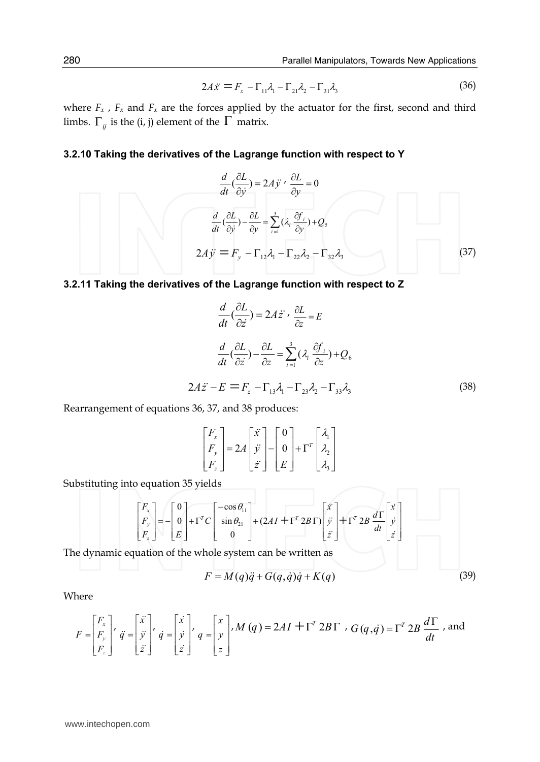$$2A\ddot{x} = F_x - \Gamma_{11}\lambda_1 - \Gamma_{21}\lambda_2 - \Gamma_{31}\lambda_3 \tag{36}$$

where $F_x$ , $F_x$ and $F_x$ are the forces applied by the actuator for the first, second and third limbs. $\Gamma_{ij}$ is the (i, j) element of the $\Gamma$ matrix.

#### 3.2.10 Taking the derivatives of the Lagrange function with respect to Y

$$\frac{d}{dt}\left(\frac{\partial L}{\partial \dot{y}}\right) = 2A\ddot{y}\ ,\ \frac{\partial L}{\partial y} = 0$$

$$\frac{d}{dt}\left(\frac{\partial L}{\partial \dot{y}}\right) - \frac{\partial L}{\partial y} = \sum_{i=1}^{3}\left(\lambda_i \frac{\partial f_i}{\partial y}\right) + Q_5$$

$$2A\ddot{y} = F_y - \Gamma_{12}\lambda_1 - \Gamma_{22}\lambda_2 - \Gamma_{32}\lambda_3 \tag{37}$$

#### 3.2.11 Taking the derivatives of the Lagrange function with respect to Z

$$\frac{d}{dt}\left(\frac{\partial L}{\partial \dot{z}}\right) = 2A\ddot{z}\ ,\ \frac{\partial L}{\partial z} = E$$

$$\frac{d}{dt}\left(\frac{\partial L}{\partial \dot{z}}\right) - \frac{\partial L}{\partial z} = \sum_{i=1}^{3}\left(\lambda_i \frac{\partial f_i}{\partial z}\right) + Q_6$$

$$2A\ddot{z} - E = F_z - \Gamma_{13}\lambda_1 - \Gamma_{23}\lambda_2 - \Gamma_{33}\lambda_3 \tag{38}$$

Rearrangement of equations 36, 37, and 38 produces:

$$\begin{bmatrix} F_x \\ F_y \\ F_z \end{bmatrix} = 2A\begin{bmatrix} \ddot{x} \\ \ddot{y} \\ \ddot{z} \end{bmatrix} - \begin{bmatrix} 0 \\ 0 \\ E \end{bmatrix} + \Gamma^T \begin{bmatrix} \lambda_1 \\ \lambda_2 \\ \lambda_3 \end{bmatrix}$$

Substituting into equation 35 yields

$$\begin{bmatrix} F_x \\ F_y \\ F_z \end{bmatrix} = -\begin{bmatrix} 0 \\ 0 \\ E \end{bmatrix} + \Gamma^T C \begin{bmatrix} -\cos\theta_{11} \\ \sin\theta_{21} \\ 0 \end{bmatrix} + (2AI + \Gamma^T 2B\Gamma)\begin{bmatrix} \ddot{x} \\ \ddot{y} \\ \ddot{z} \end{bmatrix} + \Gamma^T 2B\frac{d\Gamma}{dt}\begin{bmatrix} \dot{x} \\ \dot{y} \\ \dot{z} \end{bmatrix}$$

The dynamic equation of the whole system can be written as

$$F = M(q)\ddot{q} + G(q,\dot{q})\dot{q} + K(q) \tag{39}$$

Where

$F = \begin{bmatrix} F_x \\ F_y \\ F_z \end{bmatrix}$, $\ddot{q} = \begin{bmatrix} \ddot{x} \\ \ddot{y} \\ \ddot{z} \end{bmatrix}$, $\dot{q} = \begin{bmatrix} \dot{x} \\ \dot{y} \\ \dot{z} \end{bmatrix}$, $q = \begin{bmatrix} x \\ y \\ z \end{bmatrix}$, $M(q) = 2AI + \Gamma^T 2B\Gamma$ , $G(q,\dot{q}) = \Gamma^T 2B\dfrac{d\Gamma}{dt}$ , and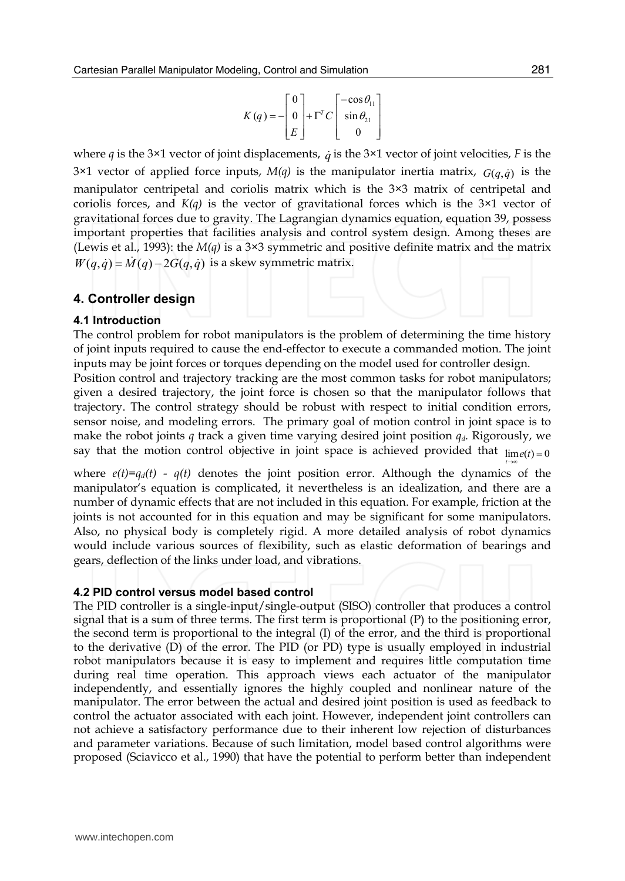$$K(q) = -\begin{bmatrix} 0 \\ 0 \\ E \end{bmatrix} + \Gamma^T C \begin{bmatrix} -\cos\theta_{11} \\ \sin\theta_{21} \\ 0 \end{bmatrix}$$

where $q$ is the 3×1 vector of joint displacements, $\dot{q}$ is the 3×1 vector of joint velocities, $F$ is the 3×1 vector of applied force inputs, $M(q)$ is the manipulator inertia matrix, $G(q,\dot{q})$ is the manipulator centripetal and coriolis matrix which is the 3×3 matrix of centripetal and coriolis forces, and $K(q)$ is the vector of gravitational forces which is the 3×1 vector of gravitational forces due to gravity. The Lagrangian dynamics equation, equation 39, possess important properties that facilities analysis and control system design. Among theses are (Lewis et al., 1993): the $M(q)$ is a 3×3 symmetric and positive definite matrix and the matrix $W(q,\dot{q}) = \dot{M}(q) - 2G(q,\dot{q})$ is a skew symmetric matrix.

## 4. Controller design

### 4.1 Introduction

The control problem for robot manipulators is the problem of determining the time history of joint inputs required to cause the end-effector to execute a commanded motion. The joint inputs may be joint forces or torques depending on the model used for controller design.

Position control and trajectory tracking are the most common tasks for robot manipulators; given a desired trajectory, the joint force is chosen so that the manipulator follows that trajectory. The control strategy should be robust with respect to initial condition errors, sensor noise, and modeling errors. The primary goal of motion control in joint space is to make the robot joints $q$ track a given time varying desired joint position $q_d$. Rigorously, we say that the motion control objective in joint space is achieved provided that $\lim_{t \to \infty} e(t) = 0$ where $e(t)=q_d(t) - q(t)$ denotes the joint position error. Although the dynamics of the manipulator's equation is complicated, it nevertheless is an idealization, and there are a number of dynamic effects that are not included in this equation. For example, friction at the joints is not accounted for in this equation and may be significant for some manipulators. Also, no physical body is completely rigid. A more detailed analysis of robot dynamics would include various sources of flexibility, such as elastic deformation of bearings and gears, deflection of the links under load, and vibrations.

### 4.2 PID control versus model based control

The PID controller is a single-input/single-output (SISO) controller that produces a control signal that is a sum of three terms. The first term is proportional (P) to the positioning error, the second term is proportional to the integral (I) of the error, and the third is proportional to the derivative (D) of the error. The PID (or PD) type is usually employed in industrial robot manipulators because it is easy to implement and requires little computation time during real time operation. This approach views each actuator of the manipulator independently, and essentially ignores the highly coupled and nonlinear nature of the manipulator. The error between the actual and desired joint position is used as feedback to control the actuator associated with each joint. However, independent joint controllers can not achieve a satisfactory performance due to their inherent low rejection of disturbances and parameter variations. Because of such limitation, model based control algorithms were proposed (Sciavicco et al., 1990) that have the potential to perform better than independent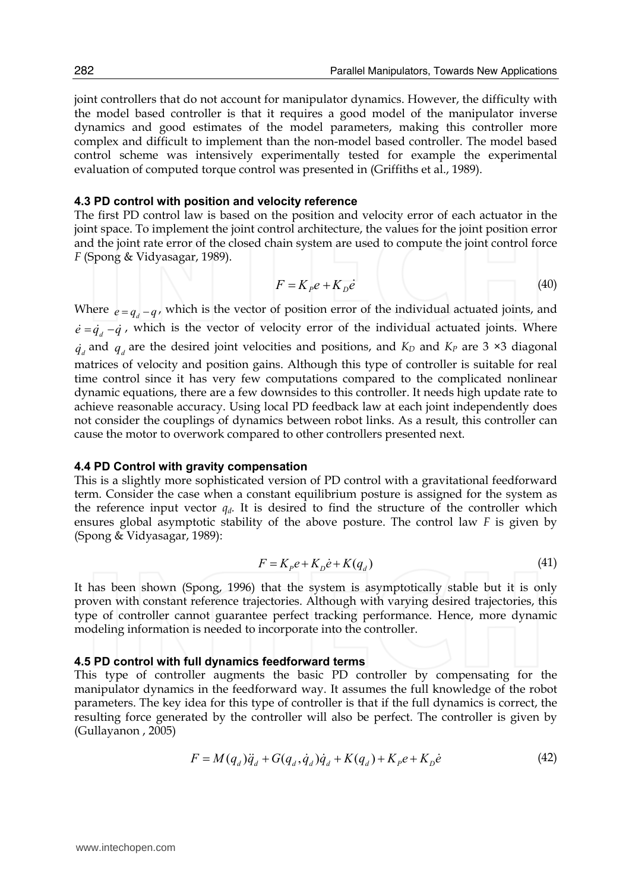joint controllers that do not account for manipulator dynamics. However, the difficulty with the model based controller is that it requires a good model of the manipulator inverse dynamics and good estimates of the model parameters, making this controller more complex and difficult to implement than the non-model based controller. The model based control scheme was intensively experimentally tested for example the experimental evaluation of computed torque control was presented in (Griffiths et al., 1989).

### 4.3 PD control with position and velocity reference

The first PD control law is based on the position and velocity error of each actuator in the joint space. To implement the joint control architecture, the values for the joint position error and the joint rate error of the closed chain system are used to compute the joint control force *F* (Spong & Vidyasagar, 1989).

$$F = K_P e + K_D \dot{e} \tag{40}$$

Where $e = q_d - q$, which is the vector of position error of the individual actuated joints, and $\dot{e} = \dot{q}_d - \dot{q}$, which is the vector of velocity error of the individual actuated joints. Where $\dot{q}_d$ and $q_d$ are the desired joint velocities and positions, and $K_D$ and $K_P$ are 3 ×3 diagonal matrices of velocity and position gains. Although this type of controller is suitable for real time control since it has very few computations compared to the complicated nonlinear dynamic equations, there are a few downsides to this controller. It needs high update rate to achieve reasonable accuracy. Using local PD feedback law at each joint independently does not consider the couplings of dynamics between robot links. As a result, this controller can cause the motor to overwork compared to other controllers presented next.

### 4.4 PD Control with gravity compensation

This is a slightly more sophisticated version of PD control with a gravitational feedforward term. Consider the case when a constant equilibrium posture is assigned for the system as the reference input vector $q_d$. It is desired to find the structure of the controller which ensures global asymptotic stability of the above posture. The control law *F* is given by (Spong & Vidyasagar, 1989):

$$F = K_P e + K_D \dot{e} + K(q_d) \tag{41}$$

It has been shown (Spong, 1996) that the system is asymptotically stable but it is only proven with constant reference trajectories. Although with varying desired trajectories, this type of controller cannot guarantee perfect tracking performance. Hence, more dynamic modeling information is needed to incorporate into the controller.

### 4.5 PD control with full dynamics feedforward terms

This type of controller augments the basic PD controller by compensating for the manipulator dynamics in the feedforward way. It assumes the full knowledge of the robot parameters. The key idea for this type of controller is that if the full dynamics is correct, the resulting force generated by the controller will also be perfect. The controller is given by (Gullayanon , 2005)

$$F = M(q_d)\ddot{q}_d + G(q_d, \dot{q}_d)\dot{q}_d + K(q_d) + K_P e + K_D \dot{e} \tag{42}$$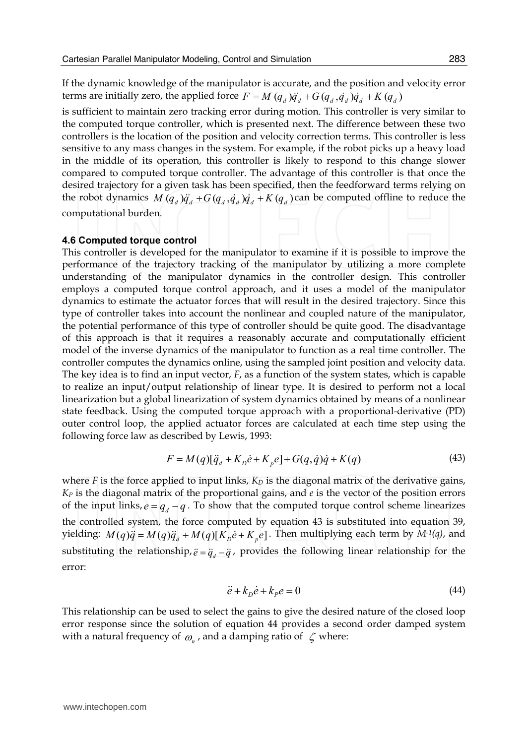If the dynamic knowledge of the manipulator is accurate, and the position and velocity error terms are initially zero, the applied force $F = M(q_d)\ddot{q}_d + G(q_d, \dot{q}_d)\dot{q}_d + K(q_d)$ is sufficient to maintain zero tracking error during motion. This controller is very similar to the computed torque controller, which is presented next. The difference between these two controllers is the location of the position and velocity correction terms. This controller is less sensitive to any mass changes in the system. For example, if the robot picks up a heavy load in the middle of its operation, this controller is likely to respond to this change slower compared to computed torque controller. The advantage of this controller is that once the desired trajectory for a given task has been specified, then the feedforward terms relying on the robot dynamics $M(q_d)\ddot{q}_d + G(q_d, \dot{q}_d)\dot{q}_d + K(q_d)$ can be computed offline to reduce the computational burden.

### 4.6 Computed torque control

This controller is developed for the manipulator to examine if it is possible to improve the performance of the trajectory tracking of the manipulator by utilizing a more complete understanding of the manipulator dynamics in the controller design. This controller employs a computed torque control approach, and it uses a model of the manipulator dynamics to estimate the actuator forces that will result in the desired trajectory. Since this type of controller takes into account the nonlinear and coupled nature of the manipulator, the potential performance of this type of controller should be quite good. The disadvantage of this approach is that it requires a reasonably accurate and computationally efficient model of the inverse dynamics of the manipulator to function as a real time controller. The controller computes the dynamics online, using the sampled joint position and velocity data. The key idea is to find an input vector, $F$, as a function of the system states, which is capable to realize an input/output relationship of linear type. It is desired to perform not a local linearization but a global linearization of system dynamics obtained by means of a nonlinear state feedback. Using the computed torque approach with a proportional-derivative (PD) outer control loop, the applied actuator forces are calculated at each time step using the following force law as described by Lewis, 1993:

$$F = M(q)[\ddot{q}_d + K_D\dot{e} + K_p e] + G(q, \dot{q})\dot{q} + K(q) \tag{43}$$

where $F$ is the force applied to input links, $K_D$ is the diagonal matrix of the derivative gains, $K_P$ is the diagonal matrix of the proportional gains, and $e$ is the vector of the position errors of the input links, $e = q_d - q$. To show that the computed torque control scheme linearizes the controlled system, the force computed by equation 43 is substituted into equation 39, yielding: $M(q)\ddot{q} = M(q)\ddot{q}_d + M(q)[K_D\dot{e} + K_p e]$. Then multiplying each term by $M^{-1}(q)$, and substituting the relationship, $\ddot{e} = \ddot{q}_d - \ddot{q}$, provides the following linear relationship for the error:

$$\ddot{e} + k_D\dot{e} + k_P e = 0 \tag{44}$$

This relationship can be used to select the gains to give the desired nature of the closed loop error response since the solution of equation 44 provides a second order damped system with a natural frequency of $\omega_n$, and a damping ratio of $\zeta$ where: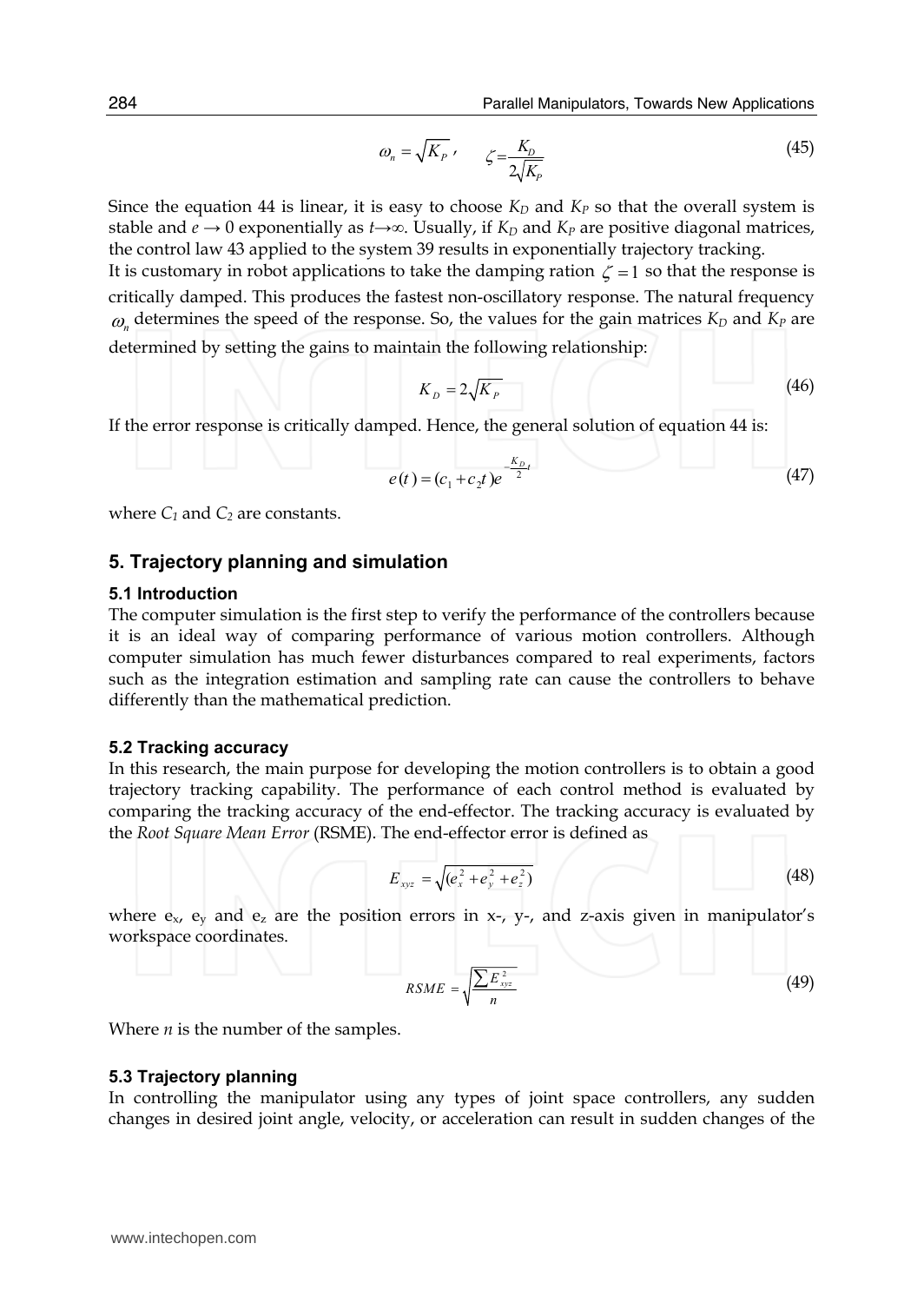$$\omega_n = \sqrt{K_P}\,, \qquad \zeta = \frac{K_D}{2\sqrt{K_P}} \tag{45}$$

Since the equation 44 is linear, it is easy to choose $K_D$ and $K_P$ so that the overall system is stable and $e \to 0$ exponentially as $t \to \infty$. Usually, if $K_D$ and $K_P$ are positive diagonal matrices, the control law 43 applied to the system 39 results in exponentially trajectory tracking.

It is customary in robot applications to take the damping ration $\zeta = 1$ so that the response is critically damped. This produces the fastest non-oscillatory response. The natural frequency $\omega_n$ determines the speed of the response. So, the values for the gain matrices $K_D$ and $K_P$ are determined by setting the gains to maintain the following relationship:

$$K_D = 2\sqrt{K_P} \tag{46}$$

If the error response is critically damped. Hence, the general solution of equation 44 is:

$$e(t) = (c_1 + c_2 t)e^{-\frac{K_D}{2}t} \tag{47}$$

where $C_1$ and $C_2$ are constants.

## 5. Trajectory planning and simulation

### 5.1 Introduction

The computer simulation is the first step to verify the performance of the controllers because it is an ideal way of comparing performance of various motion controllers. Although computer simulation has much fewer disturbances compared to real experiments, factors such as the integration estimation and sampling rate can cause the controllers to behave differently than the mathematical prediction.

### 5.2 Tracking accuracy

In this research, the main purpose for developing the motion controllers is to obtain a good trajectory tracking capability. The performance of each control method is evaluated by comparing the tracking accuracy of the end-effector. The tracking accuracy is evaluated by the *Root Square Mean Error* (RSME). The end-effector error is defined as

$$E_{xyz} = \sqrt{(e_x^2 + e_y^2 + e_z^2)} \tag{48}$$

where $e_x$, $e_y$ and $e_z$ are the position errors in x-, y-, and z-axis given in manipulator's workspace coordinates.

$$RSME = \sqrt{\frac{\sum E_{xyz}^2}{n}} \tag{49}$$

Where $n$ is the number of the samples.

### 5.3 Trajectory planning

In controlling the manipulator using any types of joint space controllers, any sudden changes in desired joint angle, velocity, or acceleration can result in sudden changes of the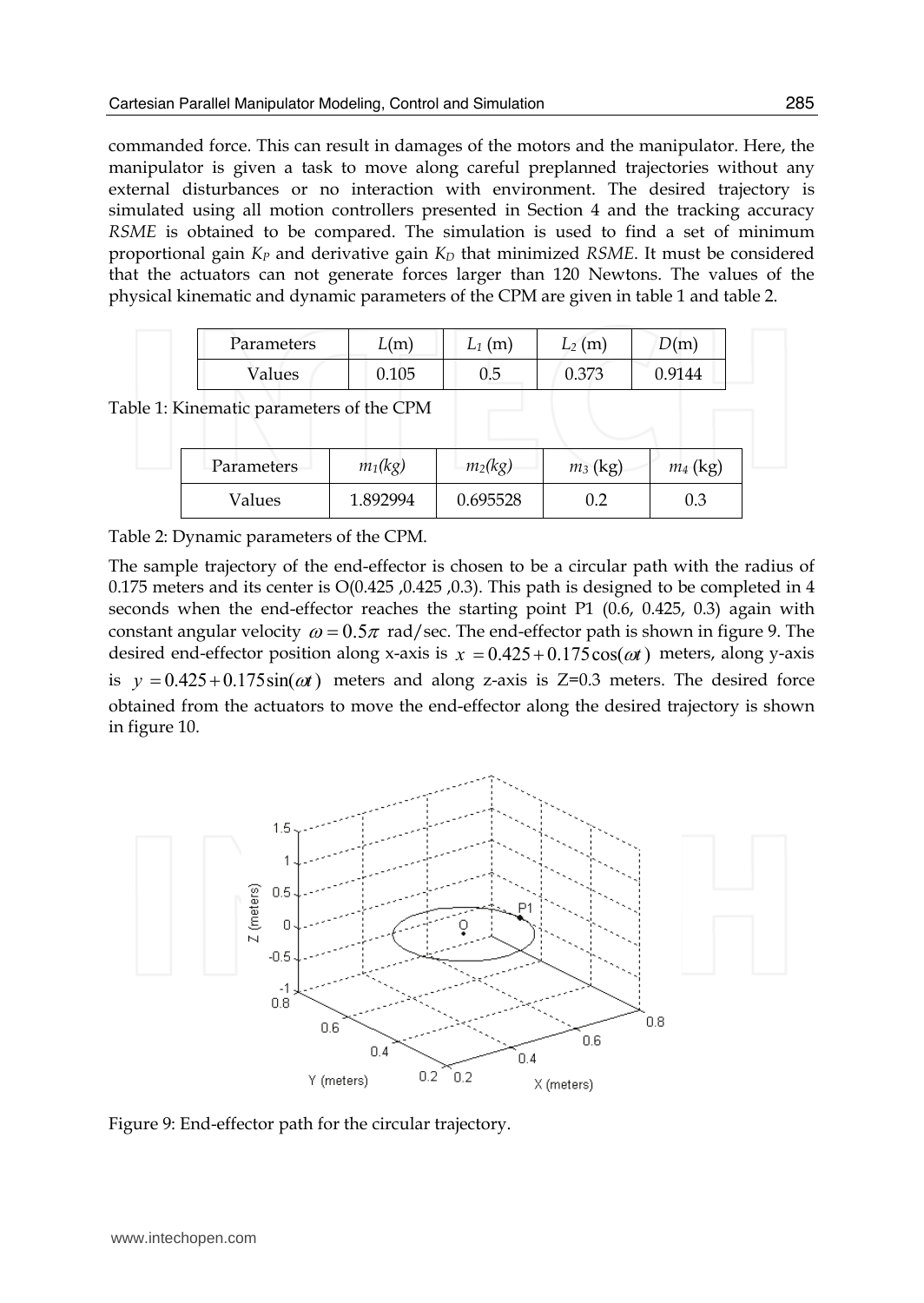commanded force. This can result in damages of the motors and the manipulator. Here, the manipulator is given a task to move along careful preplanned trajectories without any external disturbances or no interaction with environment. The desired trajectory is simulated using all motion controllers presented in Section 4 and the tracking accuracy *RSME* is obtained to be compared. The simulation is used to find a set of minimum proportional gain $K_P$ and derivative gain $K_D$ that minimized *RSME*. It must be considered that the actuators can not generate forces larger than 120 Newtons. The values of the physical kinematic and dynamic parameters of the CPM are given in table 1 and table 2.

| Parameters | $L$(m) | $L_1$ (m) | $L_2$ (m) | $D$(m) |
|---|---|---|---|---|
| Values | 0.105 | 0.5 | 0.373 | 0.9144 |

Table 1: Kinematic parameters of the CPM

| Parameters | $m_1$(kg) | $m_2$(kg) | $m_3$ (kg) | $m_4$ (kg) |
|---|---|---|---|---|
| Values | 1.892994 | 0.695528 | 0.2 | 0.3 |

Table 2: Dynamic parameters of the CPM.

The sample trajectory of the end-effector is chosen to be a circular path with the radius of 0.175 meters and its center is O(0.425 ,0.425 ,0.3). This path is designed to be completed in 4 seconds when the end-effector reaches the starting point P1 (0.6, 0.425, 0.3) again with constant angular velocity $\omega = 0.5\pi$ rad/sec. The end-effector path is shown in figure 9. The desired end-effector position along x-axis is $x = 0.425 + 0.175\cos(\omega t)$ meters, along y-axis is $y = 0.425 + 0.175\sin(\omega t)$ meters and along z-axis is Z=0.3 meters. The desired force obtained from the actuators to move the end-effector along the desired trajectory is shown in figure 10.

Figure 9: End-effector path for the circular trajectory.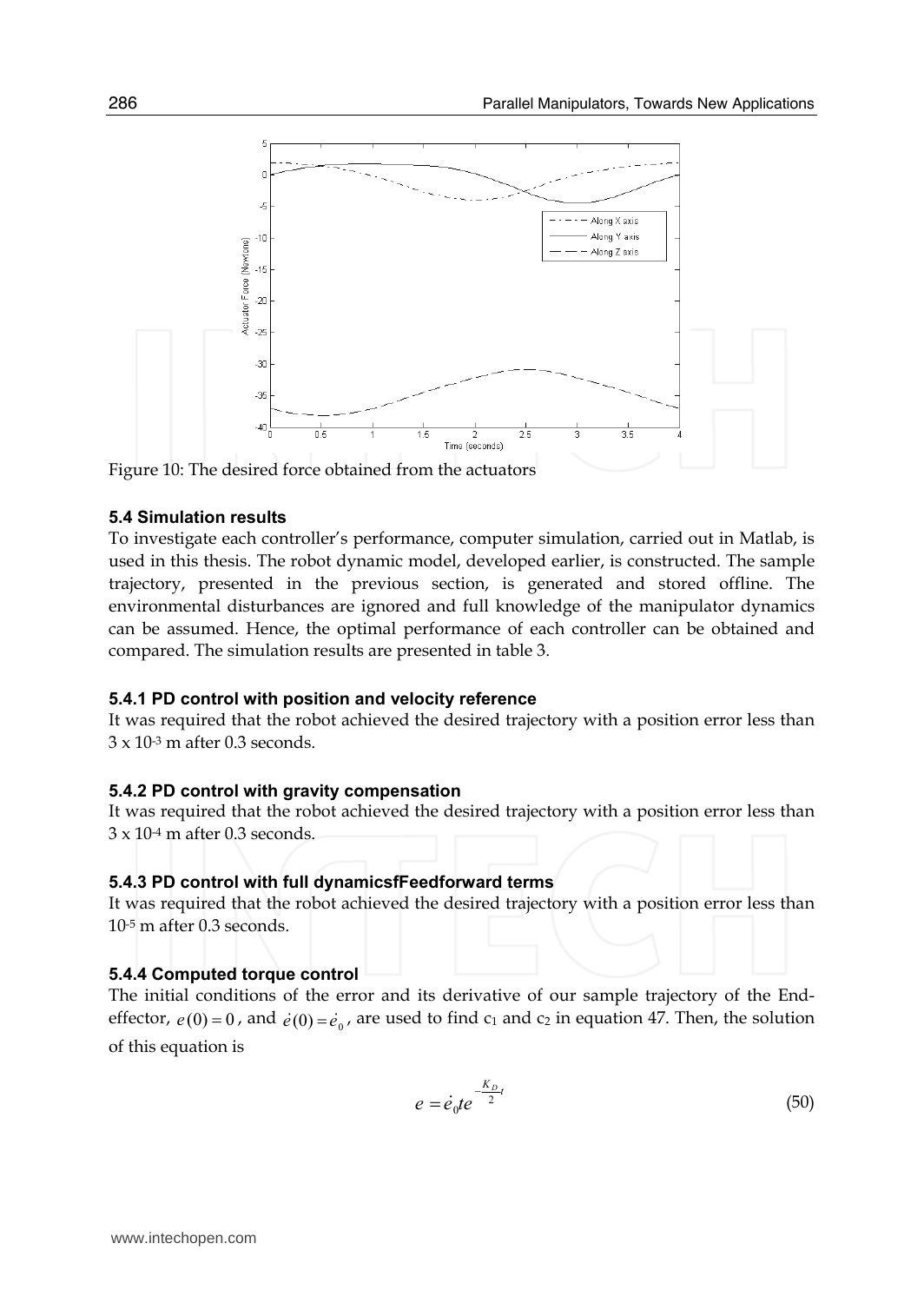Figure 10: The desired force obtained from the actuators

### 5.4 Simulation results

To investigate each controller's performance, computer simulation, carried out in Matlab, is used in this thesis. The robot dynamic model, developed earlier, is constructed. The sample trajectory, presented in the previous section, is generated and stored offline. The environmental disturbances are ignored and full knowledge of the manipulator dynamics can be assumed. Hence, the optimal performance of each controller can be obtained and compared. The simulation results are presented in table 3.

#### 5.4.1 PD control with position and velocity reference

It was required that the robot achieved the desired trajectory with a position error less than $3 \times 10^{-3}$ m after 0.3 seconds.

#### 5.4.2 PD control with gravity compensation

It was required that the robot achieved the desired trajectory with a position error less than $3 \times 10^{-4}$ m after 0.3 seconds.

#### 5.4.3 PD control with full dynamicsfFeedforward terms

It was required that the robot achieved the desired trajectory with a position error less than $10^{-5}$ m after 0.3 seconds.

#### 5.4.4 Computed torque control

The initial conditions of the error and its derivative of our sample trajectory of the End-effector, $e(0) = 0$, and $\dot{e}(0) = \dot{e}_0$, are used to find $c_1$ and $c_2$ in equation 47. Then, the solution of this equation is

$$e = \dot{e}_0 t e^{-\frac{K_D}{2}t} \tag{50}$$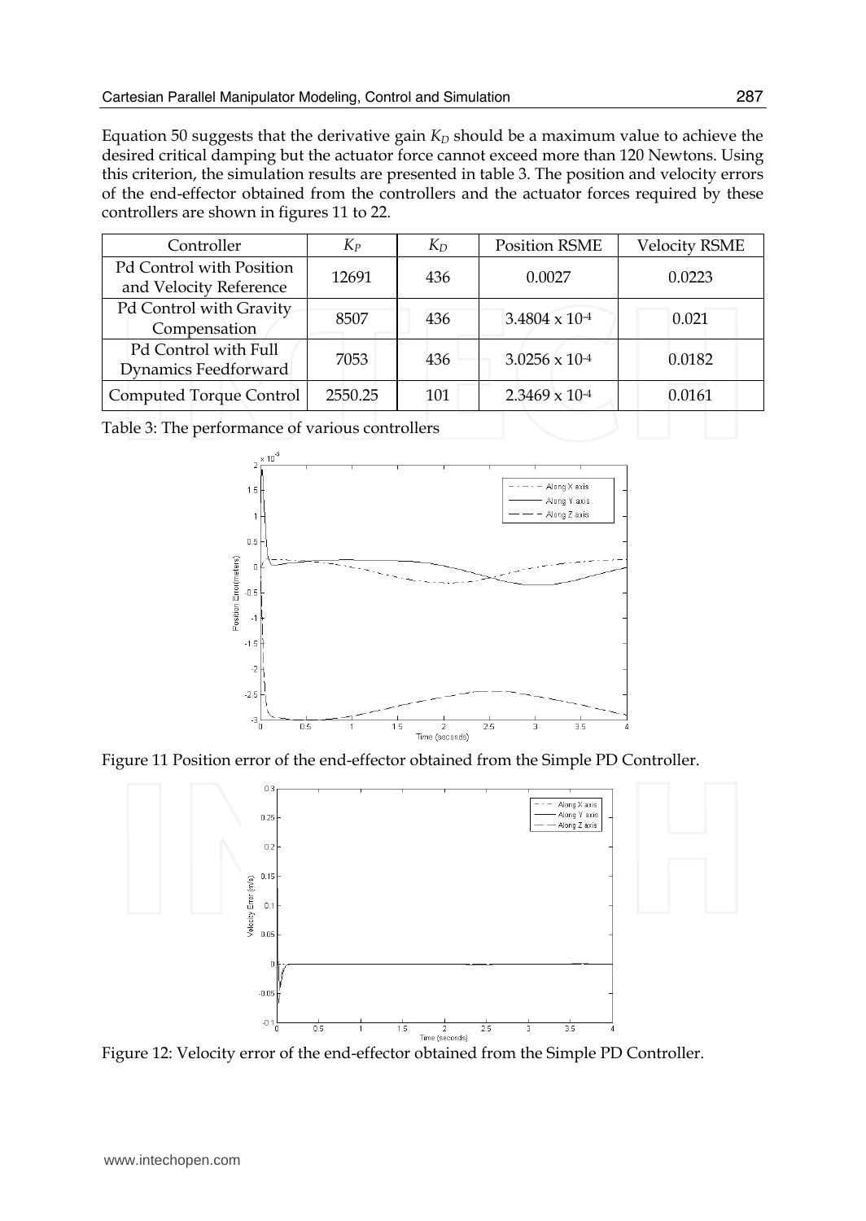Equation 50 suggests that the derivative gain $K_D$ should be a maximum value to achieve the desired critical damping but the actuator force cannot exceed more than 120 Newtons. Using this criterion, the simulation results are presented in table 3. The position and velocity errors of the end-effector obtained from the controllers and the actuator forces required by these controllers are shown in figures 11 to 22.

| Controller | $K_P$ | $K_D$ | Position RSME | Velocity RSME |
|---|---|---|---|---|
| Pd Control with Position and Velocity Reference | 12691 | 436 | 0.0027 | 0.0223 |
| Pd Control with Gravity Compensation | 8507 | 436 | $3.4804 \times 10^{-4}$ | 0.021 |
| Pd Control with Full Dynamics Feedforward | 7053 | 436 | $3.0256 \times 10^{-4}$ | 0.0182 |
| Computed Torque Control | 2550.25 | 101 | $2.3469 \times 10^{-4}$ | 0.0161 |

Table 3: The performance of various controllers

Figure 11 Position error of the end-effector obtained from the Simple PD Controller.

Figure 12: Velocity error of the end-effector obtained from the Simple PD Controller.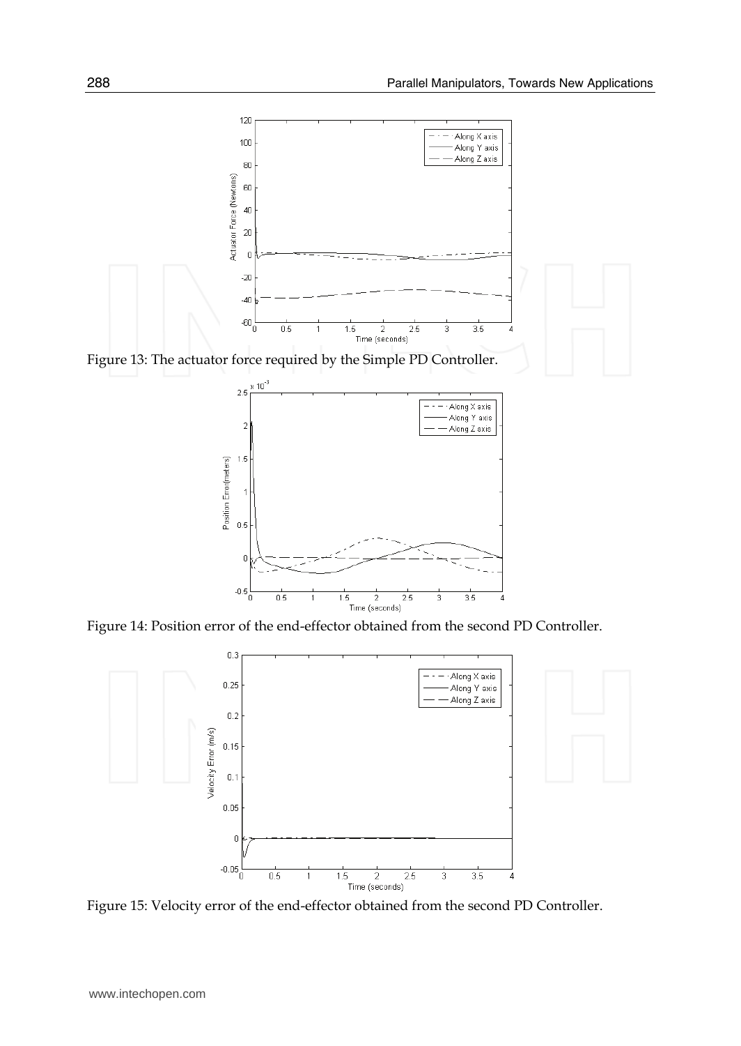Figure 13: The actuator force required by the Simple PD Controller.

Figure 14: Position error of the end-effector obtained from the second PD Controller.

Figure 15: Velocity error of the end-effector obtained from the second PD Controller.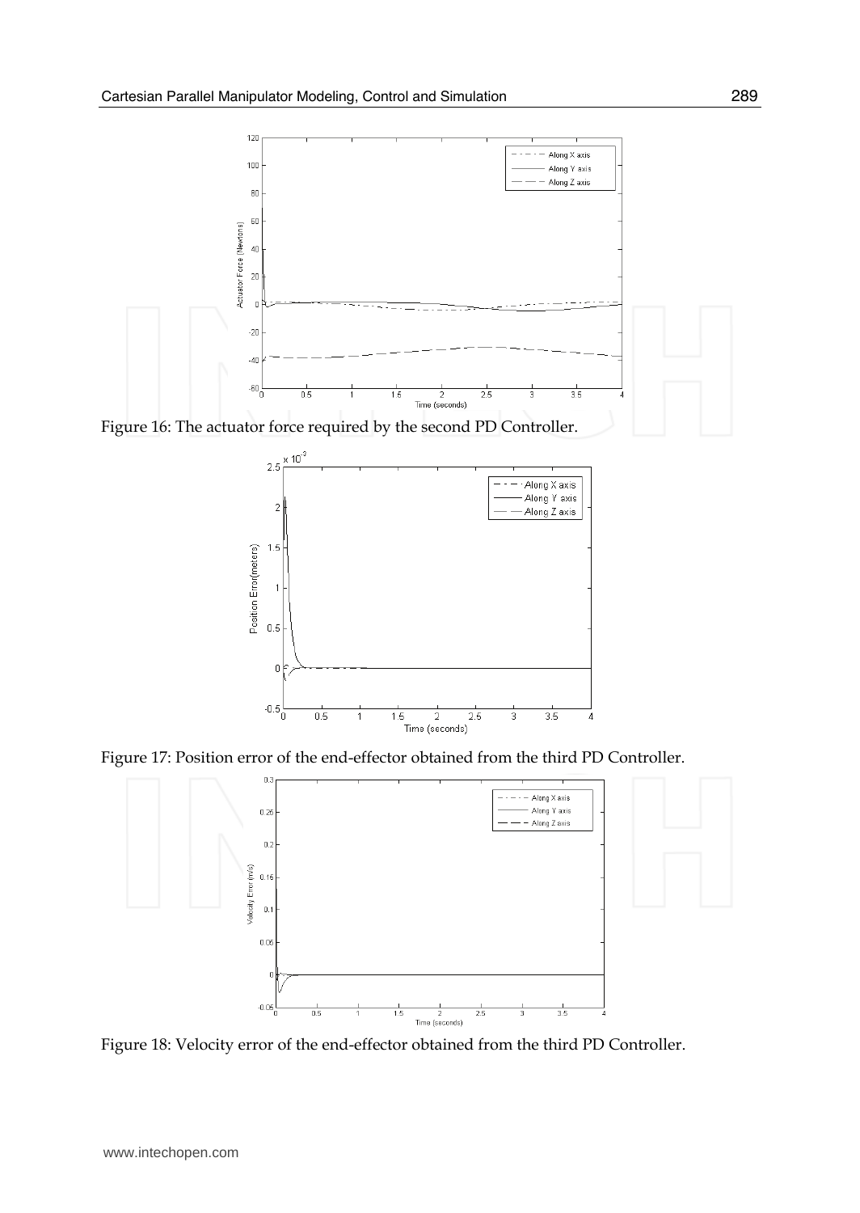Figure 16: The actuator force required by the second PD Controller.

Figure 17: Position error of the end-effector obtained from the third PD Controller.

Figure 18: Velocity error of the end-effector obtained from the third PD Controller.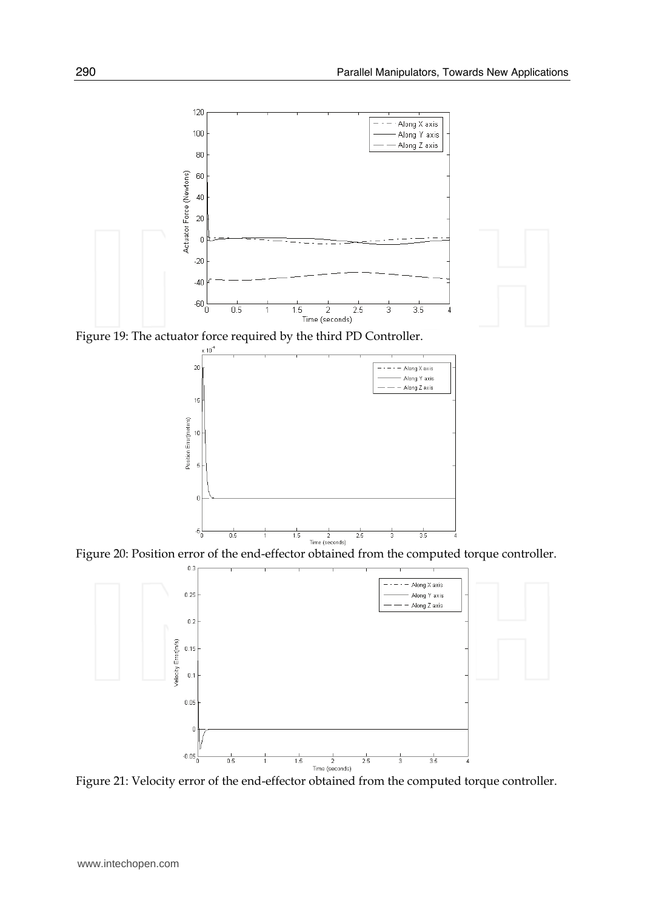Figure 19: The actuator force required by the third PD Controller.

Figure 20: Position error of the end-effector obtained from the computed torque controller.

Figure 21: Velocity error of the end-effector obtained from the computed torque controller.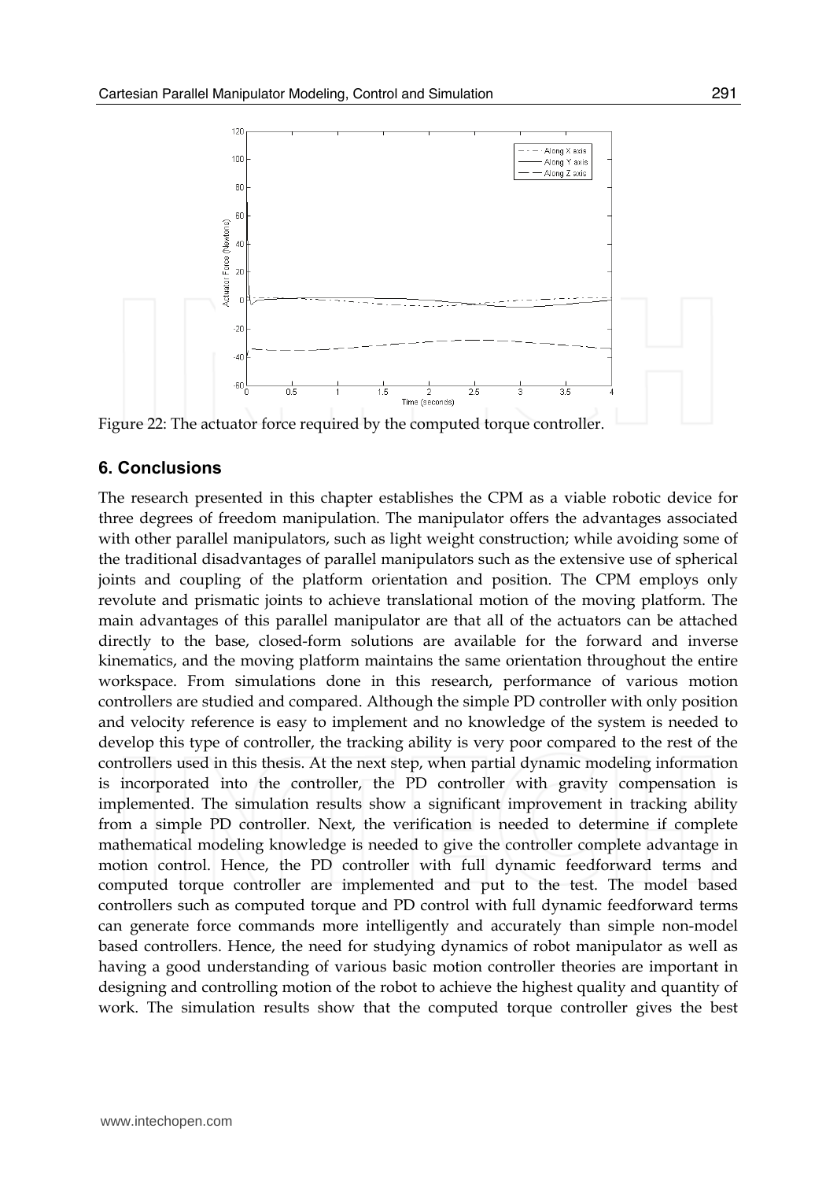120

100

80

60

40

20

0

-20

-40

-60

0 0.5 1 1.5 2 2.5 3 3.5 4

Time (seconds)

Actuator Force (Newtons)

Along X axis

Along Y axis

Along Z axis

Figure 22: The actuator force required by the computed torque controller.

## 6. Conclusions

The research presented in this chapter establishes the CPM as a viable robotic device for three degrees of freedom manipulation. The manipulator offers the advantages associated with other parallel manipulators, such as light weight construction; while avoiding some of the traditional disadvantages of parallel manipulators such as the extensive use of spherical joints and coupling of the platform orientation and position. The CPM employs only revolute and prismatic joints to achieve translational motion of the moving platform. The main advantages of this parallel manipulator are that all of the actuators can be attached directly to the base, closed-form solutions are available for the forward and inverse kinematics, and the moving platform maintains the same orientation throughout the entire workspace. From simulations done in this research, performance of various motion controllers are studied and compared. Although the simple PD controller with only position and velocity reference is easy to implement and no knowledge of the system is needed to develop this type of controller, the tracking ability is very poor compared to the rest of the controllers used in this thesis. At the next step, when partial dynamic modeling information is incorporated into the controller, the PD controller with gravity compensation is implemented. The simulation results show a significant improvement in tracking ability from a simple PD controller. Next, the verification is needed to determine if complete mathematical modeling knowledge is needed to give the controller complete advantage in motion control. Hence, the PD controller with full dynamic feedforward terms and computed torque controller are implemented and put to the test. The model based controllers such as computed torque and PD control with full dynamic feedforward terms can generate force commands more intelligently and accurately than simple non-model based controllers. Hence, the need for studying dynamics of robot manipulator as well as having a good understanding of various basic motion controller theories are important in designing and controlling motion of the robot to achieve the highest quality and quantity of work. The simulation results show that the computed torque controller gives the best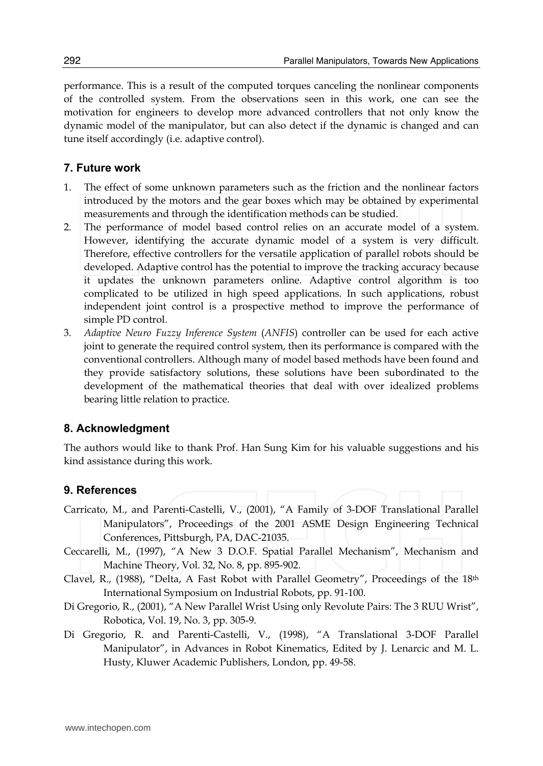performance. This is a result of the computed torques canceling the nonlinear components of the controlled system. From the observations seen in this work, one can see the motivation for engineers to develop more advanced controllers that not only know the dynamic model of the manipulator, but can also detect if the dynamic is changed and can tune itself accordingly (i.e. adaptive control).

## 7. Future work

1. The effect of some unknown parameters such as the friction and the nonlinear factors introduced by the motors and the gear boxes which may be obtained by experimental measurements and through the identification methods can be studied.
2. The performance of model based control relies on an accurate model of a system. However, identifying the accurate dynamic model of a system is very difficult. Therefore, effective controllers for the versatile application of parallel robots should be developed. Adaptive control has the potential to improve the tracking accuracy because it updates the unknown parameters online. Adaptive control algorithm is too complicated to be utilized in high speed applications. In such applications, robust independent joint control is a prospective method to improve the performance of simple PD control.
3. *Adaptive Neuro Fuzzy Inference System* (*ANFIS*) controller can be used for each active joint to generate the required control system, then its performance is compared with the conventional controllers. Although many of model based methods have been found and they provide satisfactory solutions, these solutions have been subordinated to the development of the mathematical theories that deal with over idealized problems bearing little relation to practice.

## 8. Acknowledgment

The authors would like to thank Prof. Han Sung Kim for his valuable suggestions and his kind assistance during this work.

## 9. References

Carricato, M., and Parenti-Castelli, V., (2001), "A Family of 3-DOF Translational Parallel Manipulators", Proceedings of the 2001 ASME Design Engineering Technical Conferences, Pittsburgh, PA, DAC-21035.

Ceccarelli, M., (1997), "A New 3 D.O.F. Spatial Parallel Mechanism", Mechanism and Machine Theory, Vol. 32, No. 8, pp. 895-902.

Clavel, R., (1988), "Delta, A Fast Robot with Parallel Geometry", Proceedings of the 18th International Symposium on Industrial Robots, pp. 91-100.

Di Gregorio, R., (2001), "A New Parallel Wrist Using only Revolute Pairs: The 3 RUU Wrist", Robotica, Vol. 19, No. 3, pp. 305-9.

Di Gregorio, R. and Parenti-Castelli, V., (1998), "A Translational 3-DOF Parallel Manipulator", in Advances in Robot Kinematics, Edited by J. Lenarcic and M. L. Husty, Kluwer Academic Publishers, London, pp. 49-58.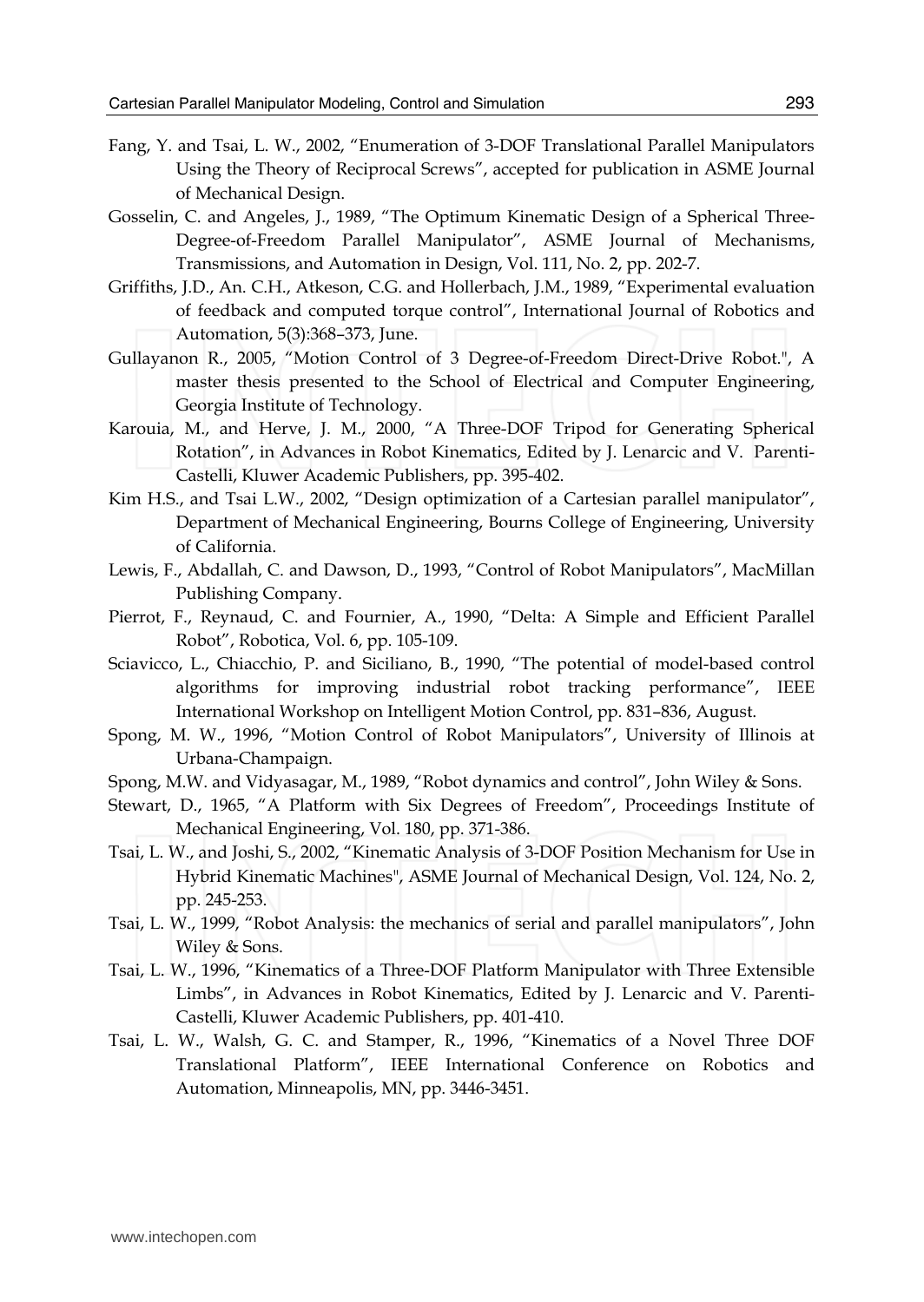Fang, Y. and Tsai, L. W., 2002, "Enumeration of 3-DOF Translational Parallel Manipulators Using the Theory of Reciprocal Screws", accepted for publication in ASME Journal of Mechanical Design.

Gosselin, C. and Angeles, J., 1989, "The Optimum Kinematic Design of a Spherical Three-Degree-of-Freedom Parallel Manipulator", ASME Journal of Mechanisms, Transmissions, and Automation in Design, Vol. 111, No. 2, pp. 202-7.

Griffiths, J.D., An. C.H., Atkeson, C.G. and Hollerbach, J.M., 1989, "Experimental evaluation of feedback and computed torque control", International Journal of Robotics and Automation, 5(3):368–373, June.

Gullayanon R., 2005, "Motion Control of 3 Degree-of-Freedom Direct-Drive Robot.", A master thesis presented to the School of Electrical and Computer Engineering, Georgia Institute of Technology.

Karouia, M., and Herve, J. M., 2000, "A Three-DOF Tripod for Generating Spherical Rotation", in Advances in Robot Kinematics, Edited by J. Lenarcic and V. Parenti-Castelli, Kluwer Academic Publishers, pp. 395-402.

Kim H.S., and Tsai L.W., 2002, "Design optimization of a Cartesian parallel manipulator", Department of Mechanical Engineering, Bourns College of Engineering, University of California.

Lewis, F., Abdallah, C. and Dawson, D., 1993, "Control of Robot Manipulators", MacMillan Publishing Company.

Pierrot, F., Reynaud, C. and Fournier, A., 1990, "Delta: A Simple and Efficient Parallel Robot", Robotica, Vol. 6, pp. 105-109.

Sciavicco, L., Chiacchio, P. and Siciliano, B., 1990, "The potential of model-based control algorithms for improving industrial robot tracking performance", IEEE International Workshop on Intelligent Motion Control, pp. 831–836, August.

Spong, M. W., 1996, "Motion Control of Robot Manipulators", University of Illinois at Urbana-Champaign.

Spong, M.W. and Vidyasagar, M., 1989, "Robot dynamics and control", John Wiley & Sons.

Stewart, D., 1965, "A Platform with Six Degrees of Freedom", Proceedings Institute of Mechanical Engineering, Vol. 180, pp. 371-386.

Tsai, L. W., and Joshi, S., 2002, "Kinematic Analysis of 3-DOF Position Mechanism for Use in Hybrid Kinematic Machines", ASME Journal of Mechanical Design, Vol. 124, No. 2, pp. 245-253.

Tsai, L. W., 1999, "Robot Analysis: the mechanics of serial and parallel manipulators", John Wiley & Sons.

Tsai, L. W., 1996, "Kinematics of a Three-DOF Platform Manipulator with Three Extensible Limbs", in Advances in Robot Kinematics, Edited by J. Lenarcic and V. Parenti-Castelli, Kluwer Academic Publishers, pp. 401-410.

Tsai, L. W., Walsh, G. C. and Stamper, R., 1996, "Kinematics of a Novel Three DOF Translational Platform", IEEE International Conference on Robotics and Automation, Minneapolis, MN, pp. 3446-3451.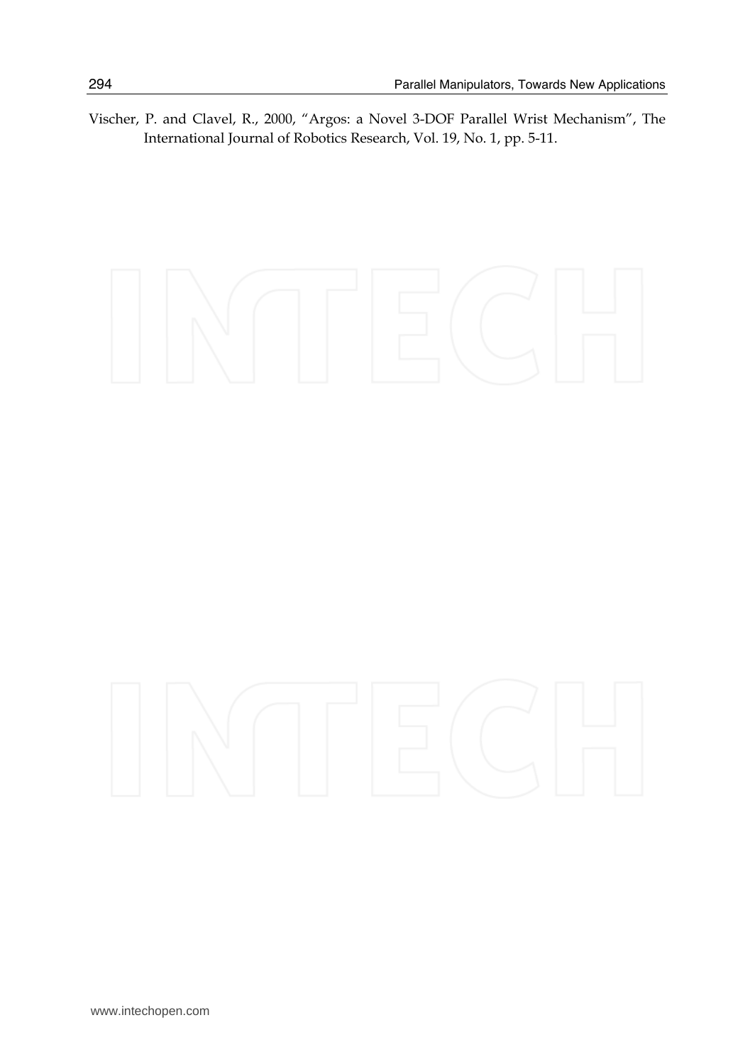Vischer, P. and Clavel, R., 2000, "Argos: a Novel 3-DOF Parallel Wrist Mechanism", The International Journal of Robotics Research, Vol. 19, No. 1, pp. 5-11.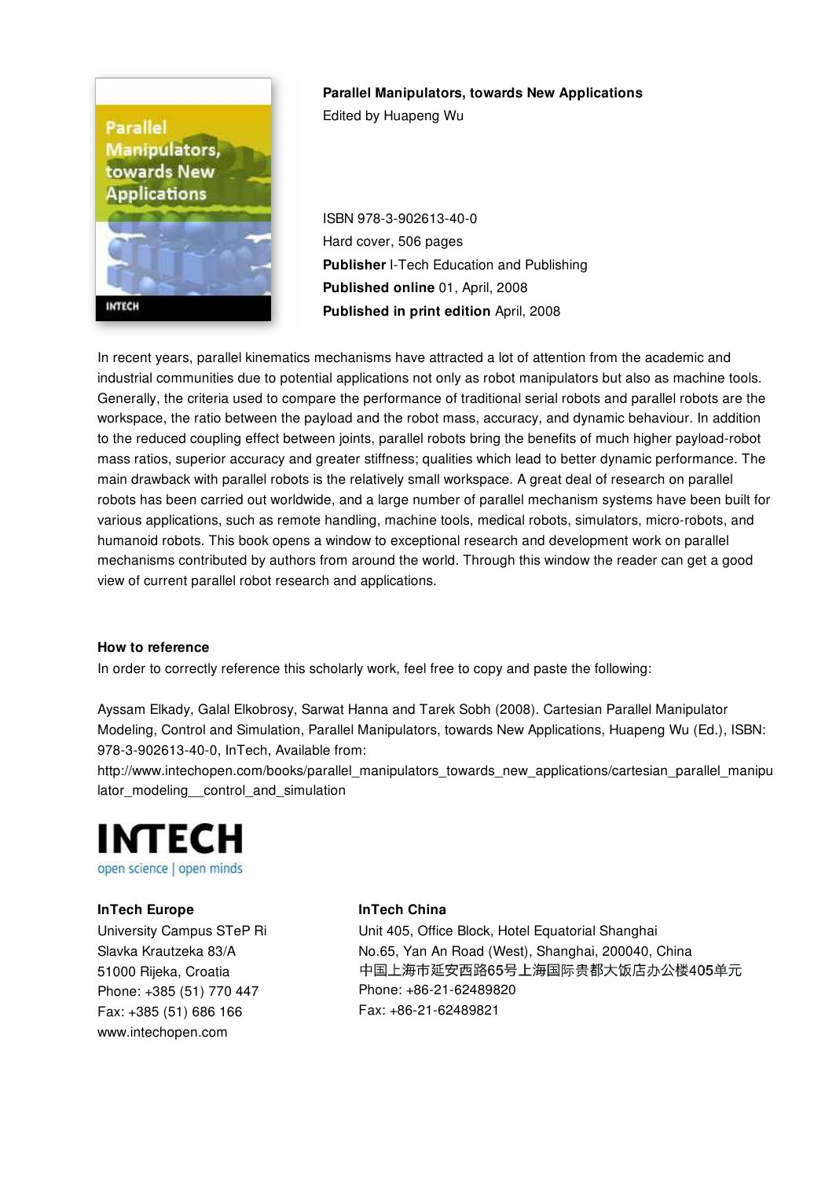**Parallel Manipulators, towards New Applications**

Edited by Huapeng Wu

ISBN 978-3-902613-40-0
Hard cover, 506 pages
**Publisher** I-Tech Education and Publishing
**Published online** 01, April, 2008
**Published in print edition** April, 2008

In recent years, parallel kinematics mechanisms have attracted a lot of attention from the academic and industrial communities due to potential applications not only as robot manipulators but also as machine tools. Generally, the criteria used to compare the performance of traditional serial robots and parallel robots are the workspace, the ratio between the payload and the robot mass, accuracy, and dynamic behaviour. In addition to the reduced coupling effect between joints, parallel robots bring the benefits of much higher payload-robot mass ratios, superior accuracy and greater stiffness; qualities which lead to better dynamic performance. The main drawback with parallel robots is the relatively small workspace. A great deal of research on parallel robots has been carried out worldwide, and a large number of parallel mechanism systems have been built for various applications, such as remote handling, machine tools, medical robots, simulators, micro-robots, and humanoid robots. This book opens a window to exceptional research and development work on parallel mechanisms contributed by authors from around the world. Through this window the reader can get a good view of current parallel robot research and applications.

**How to reference**

In order to correctly reference this scholarly work, feel free to copy and paste the following:

Ayssam Elkady, Galal Elkobrosy, Sarwat Hanna and Tarek Sobh (2008). Cartesian Parallel Manipulator Modeling, Control and Simulation, Parallel Manipulators, towards New Applications, Huapeng Wu (Ed.), ISBN: 978-3-902613-40-0, InTech, Available from: http://www.intechopen.com/books/parallel_manipulators_towards_new_applications/cartesian_parallel_manipulator_modeling__control_and_simulation

**INTECH**
open science | open minds

**InTech Europe**
University Campus STeP Ri
Slavka Krautzeka 83/A
51000 Rijeka, Croatia
Phone: +385 (51) 770 447
Fax: +385 (51) 686 166
www.intechopen.com

**InTech China**
Unit 405, Office Block, Hotel Equatorial Shanghai
No.65, Yan An Road (West), Shanghai, 200040, China
中国上海市延安西路65号上海国际贵都大饭店办公楼405单元
Phone: +86-21-62489820
Fax: +86-21-62489821